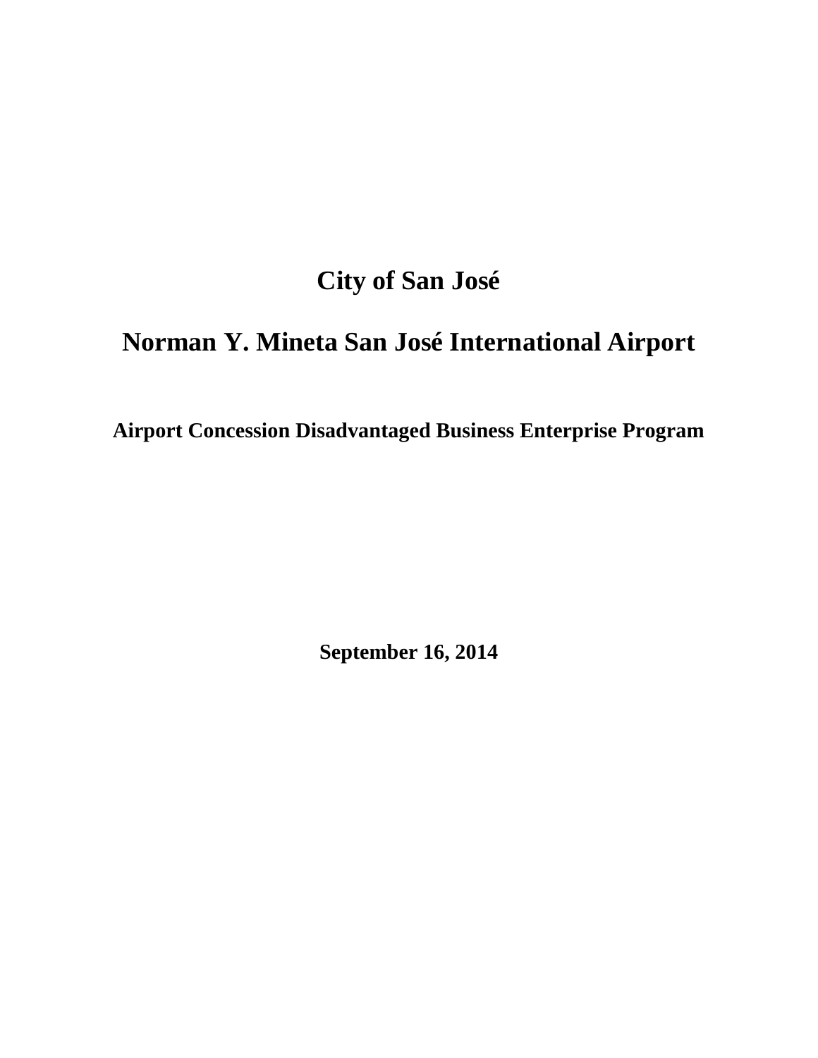# City of San José

# Norman Y. Mineta San José International Airport

## Airport Concession Disadvantaged Business Enterprise Program

**September 16, 2014**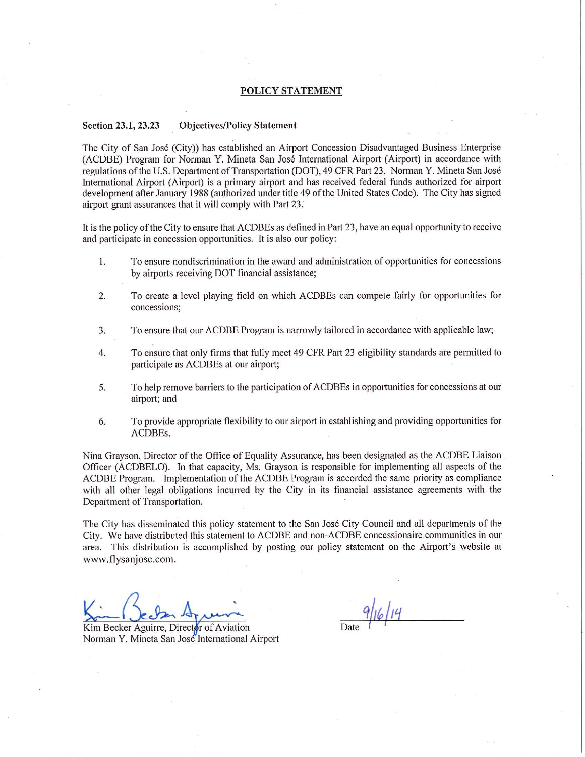## POLICY STATEMENT

**Section 23.1, 23.23 Objectives/Policy Statement**

The City of San José (City)) has established an Airport Concession Disadvantaged Business Enterprise (ACDBE) Program for Norman Y. Mineta San José International Airport (Airport) in accordance with regulations of the U.S. Department of Transportation (DOT), 49 CFR Part 23. Norman Y. Mineta San José International Airport (Airport) is a primary airport and has received federal funds authorized for airport development after January 1988 (authorized under title 49 of the United States Code). The City has signed airport grant assurances that it will comply with Part 23.

It is the policy of the City to ensure that ACDBEs as defined in Part 23, have an equal opportunity to receive and participate in concession opportunities. It is also our policy:

1. To ensure nondiscrimination in the award and administration of opportunities for concessions by airports receiving DOT financial assistance;
2. To create a level playing field on which ACDBEs can compete fairly for opportunities for concessions;
3. To ensure that our ACDBE Program is narrowly tailored in accordance with applicable law;
4. To ensure that only firms that fully meet 49 CFR Part 23 eligibility standards are permitted to participate as ACDBEs at our airport;
5. To help remove barriers to the participation of ACDBEs in opportunities for concessions at our airport; and
6. To provide appropriate flexibility to our airport in establishing and providing opportunities for ACDBEs.

Nina Grayson, Director of the Office of Equality Assurance, has been designated as the ACDBE Liaison Officer (ACDBELO). In that capacity, Ms. Grayson is responsible for implementing all aspects of the ACDBE Program. Implementation of the ACDBE Program is accorded the same priority as compliance with all other legal obligations incurred by the City in its financial assistance agreements with the Department of Transportation.

The City has disseminated this policy statement to the San José City Council and all departments of the City. We have distributed this statement to ACDBE and non-ACDBE concessionaire communities in our area. This distribution is accomplished by posting our policy statement on the Airport's website at www.flysanjose.com.

Kim Becker Aguirre, Director of Aviation
Norman Y. Mineta San José International Airport

Date 9/16/14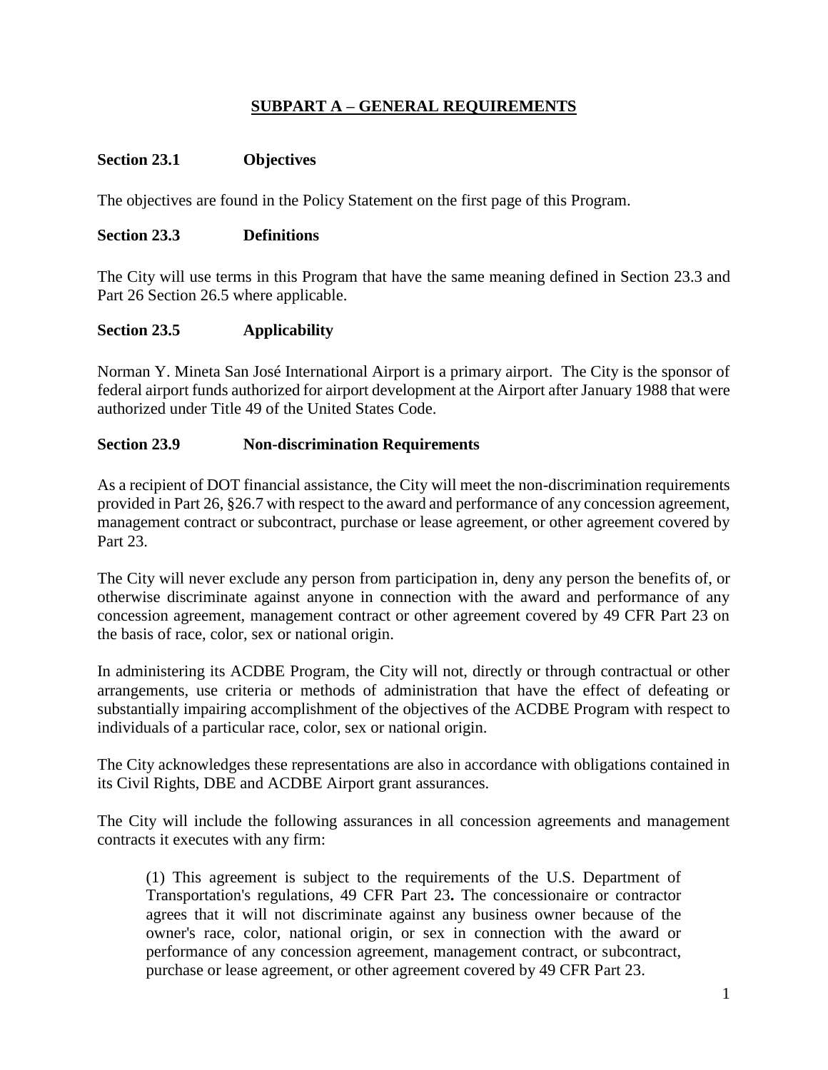## SUBPART A – GENERAL REQUIREMENTS

**Section 23.1 Objectives**

The objectives are found in the Policy Statement on the first page of this Program.

**Section 23.3 Definitions**

The City will use terms in this Program that have the same meaning defined in Section 23.3 and Part 26 Section 26.5 where applicable.

**Section 23.5 Applicability**

Norman Y. Mineta San José International Airport is a primary airport. The City is the sponsor of federal airport funds authorized for airport development at the Airport after January 1988 that were authorized under Title 49 of the United States Code.

**Section 23.9 Non-discrimination Requirements**

As a recipient of DOT financial assistance, the City will meet the non-discrimination requirements provided in Part 26, §26.7 with respect to the award and performance of any concession agreement, management contract or subcontract, purchase or lease agreement, or other agreement covered by Part 23.

The City will never exclude any person from participation in, deny any person the benefits of, or otherwise discriminate against anyone in connection with the award and performance of any concession agreement, management contract or other agreement covered by 49 CFR Part 23 on the basis of race, color, sex or national origin.

In administering its ACDBE Program, the City will not, directly or through contractual or other arrangements, use criteria or methods of administration that have the effect of defeating or substantially impairing accomplishment of the objectives of the ACDBE Program with respect to individuals of a particular race, color, sex or national origin.

The City acknowledges these representations are also in accordance with obligations contained in its Civil Rights, DBE and ACDBE Airport grant assurances.

The City will include the following assurances in all concession agreements and management contracts it executes with any firm:

> (1) This agreement is subject to the requirements of the U.S. Department of Transportation's regulations, 49 CFR Part 23**.** The concessionaire or contractor agrees that it will not discriminate against any business owner because of the owner's race, color, national origin, or sex in connection with the award or performance of any concession agreement, management contract, or subcontract, purchase or lease agreement, or other agreement covered by 49 CFR Part 23.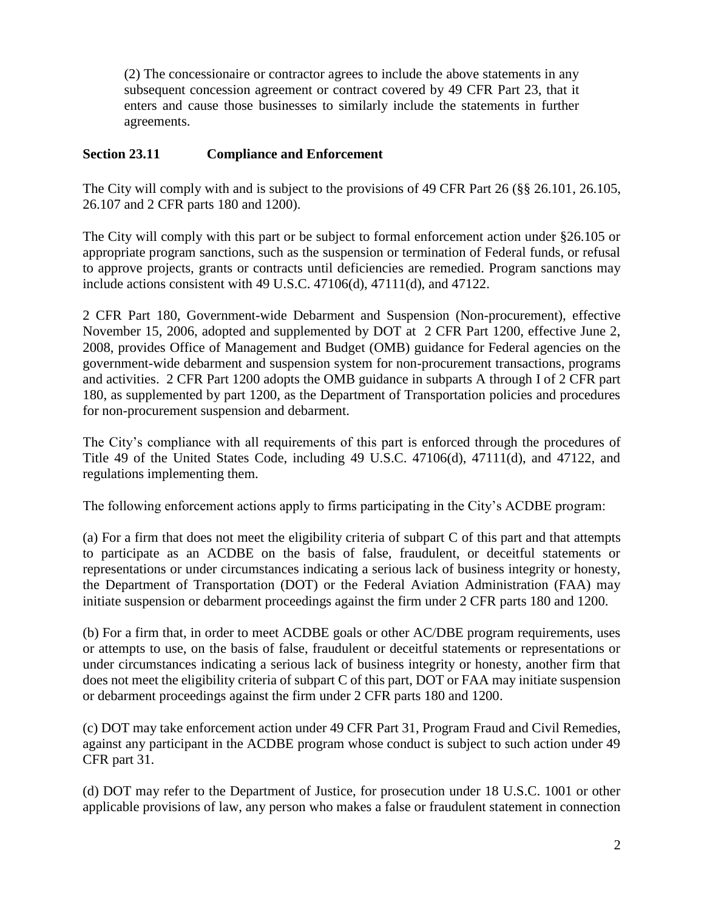(2) The concessionaire or contractor agrees to include the above statements in any subsequent concession agreement or contract covered by 49 CFR Part 23, that it enters and cause those businesses to similarly include the statements in further agreements.

**Section 23.11 Compliance and Enforcement**

The City will comply with and is subject to the provisions of 49 CFR Part 26 (§§ 26.101, 26.105, 26.107 and 2 CFR parts 180 and 1200).

The City will comply with this part or be subject to formal enforcement action under §26.105 or appropriate program sanctions, such as the suspension or termination of Federal funds, or refusal to approve projects, grants or contracts until deficiencies are remedied. Program sanctions may include actions consistent with 49 U.S.C. 47106(d), 47111(d), and 47122.

2 CFR Part 180, Government-wide Debarment and Suspension (Non-procurement), effective November 15, 2006, adopted and supplemented by DOT at 2 CFR Part 1200, effective June 2, 2008, provides Office of Management and Budget (OMB) guidance for Federal agencies on the government-wide debarment and suspension system for non-procurement transactions, programs and activities. 2 CFR Part 1200 adopts the OMB guidance in subparts A through I of 2 CFR part 180, as supplemented by part 1200, as the Department of Transportation policies and procedures for non-procurement suspension and debarment.

The City's compliance with all requirements of this part is enforced through the procedures of Title 49 of the United States Code, including 49 U.S.C. 47106(d), 47111(d), and 47122, and regulations implementing them.

The following enforcement actions apply to firms participating in the City's ACDBE program:

(a) For a firm that does not meet the eligibility criteria of subpart C of this part and that attempts to participate as an ACDBE on the basis of false, fraudulent, or deceitful statements or representations or under circumstances indicating a serious lack of business integrity or honesty, the Department of Transportation (DOT) or the Federal Aviation Administration (FAA) may initiate suspension or debarment proceedings against the firm under 2 CFR parts 180 and 1200.

(b) For a firm that, in order to meet ACDBE goals or other AC/DBE program requirements, uses or attempts to use, on the basis of false, fraudulent or deceitful statements or representations or under circumstances indicating a serious lack of business integrity or honesty, another firm that does not meet the eligibility criteria of subpart C of this part, DOT or FAA may initiate suspension or debarment proceedings against the firm under 2 CFR parts 180 and 1200.

(c) DOT may take enforcement action under 49 CFR Part 31, Program Fraud and Civil Remedies, against any participant in the ACDBE program whose conduct is subject to such action under 49 CFR part 31.

(d) DOT may refer to the Department of Justice, for prosecution under 18 U.S.C. 1001 or other applicable provisions of law, any person who makes a false or fraudulent statement in connection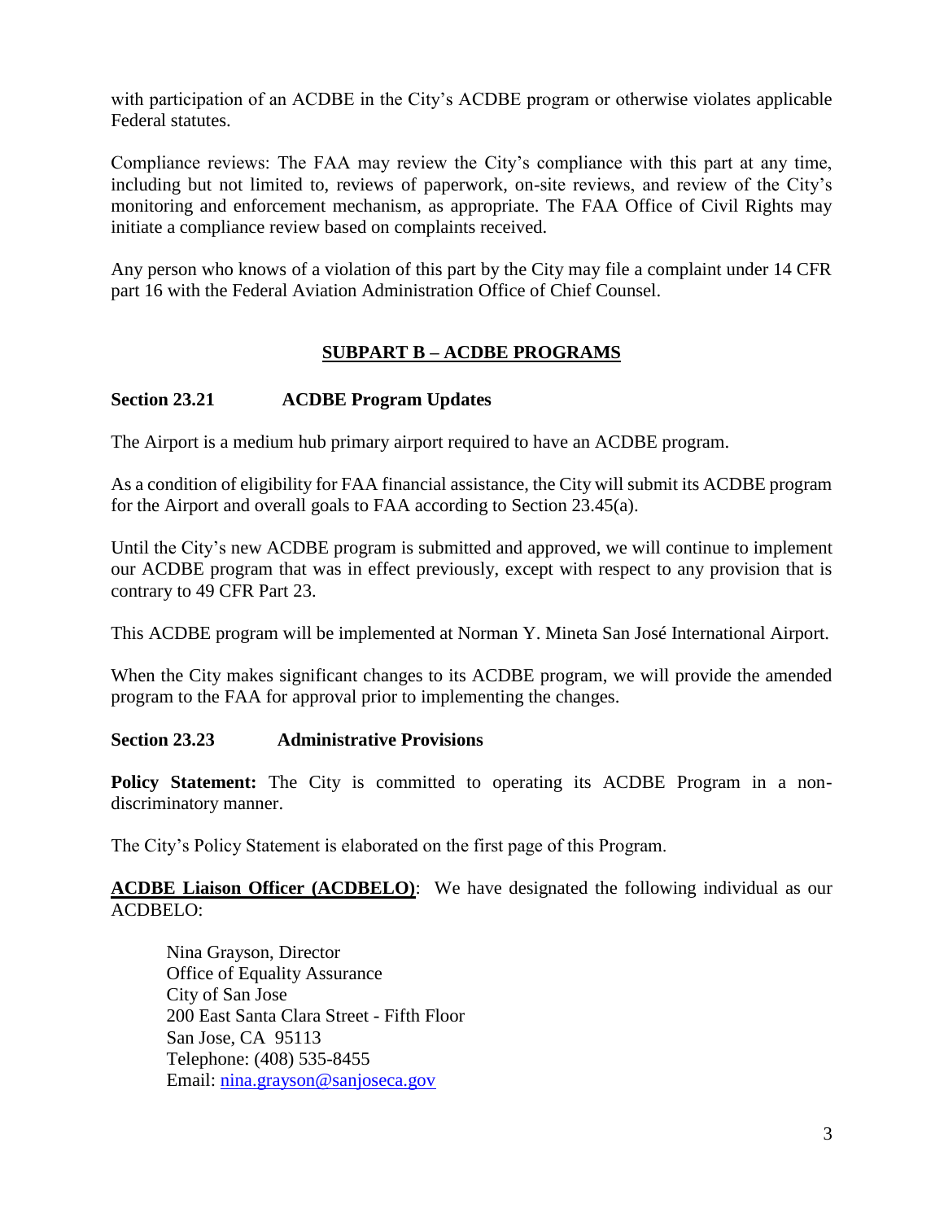with participation of an ACDBE in the City's ACDBE program or otherwise violates applicable Federal statutes.

Compliance reviews: The FAA may review the City's compliance with this part at any time, including but not limited to, reviews of paperwork, on-site reviews, and review of the City's monitoring and enforcement mechanism, as appropriate. The FAA Office of Civil Rights may initiate a compliance review based on complaints received.

Any person who knows of a violation of this part by the City may file a complaint under 14 CFR part 16 with the Federal Aviation Administration Office of Chief Counsel.

## SUBPART B – ACDBE PROGRAMS

### Section 23.21 ACDBE Program Updates

The Airport is a medium hub primary airport required to have an ACDBE program.

As a condition of eligibility for FAA financial assistance, the City will submit its ACDBE program for the Airport and overall goals to FAA according to Section 23.45(a).

Until the City's new ACDBE program is submitted and approved, we will continue to implement our ACDBE program that was in effect previously, except with respect to any provision that is contrary to 49 CFR Part 23.

This ACDBE program will be implemented at Norman Y. Mineta San José International Airport.

When the City makes significant changes to its ACDBE program, we will provide the amended program to the FAA for approval prior to implementing the changes.

### Section 23.23 Administrative Provisions

**Policy Statement:** The City is committed to operating its ACDBE Program in a non-discriminatory manner.

The City's Policy Statement is elaborated on the first page of this Program.

**ACDBE Liaison Officer (ACDBELO)**: We have designated the following individual as our ACDBELO:

Nina Grayson, Director
Office of Equality Assurance
City of San Jose
200 East Santa Clara Street - Fifth Floor
San Jose, CA 95113
Telephone: (408) 535-8455
Email: nina.grayson@sanjoseca.gov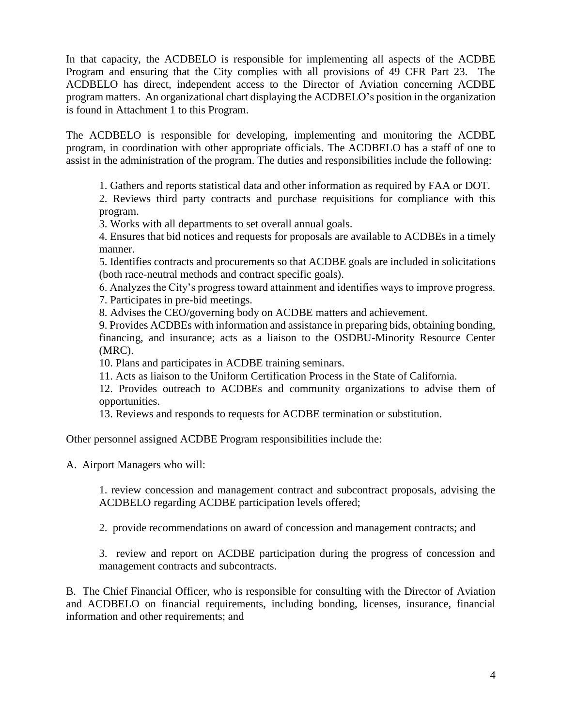In that capacity, the ACDBELO is responsible for implementing all aspects of the ACDBE Program and ensuring that the City complies with all provisions of 49 CFR Part 23. The ACDBELO has direct, independent access to the Director of Aviation concerning ACDBE program matters. An organizational chart displaying the ACDBELO's position in the organization is found in Attachment 1 to this Program.

The ACDBELO is responsible for developing, implementing and monitoring the ACDBE program, in coordination with other appropriate officials. The ACDBELO has a staff of one to assist in the administration of the program. The duties and responsibilities include the following:

1. Gathers and reports statistical data and other information as required by FAA or DOT.
2. Reviews third party contracts and purchase requisitions for compliance with this program.
3. Works with all departments to set overall annual goals.
4. Ensures that bid notices and requests for proposals are available to ACDBEs in a timely manner.
5. Identifies contracts and procurements so that ACDBE goals are included in solicitations (both race-neutral methods and contract specific goals).
6. Analyzes the City's progress toward attainment and identifies ways to improve progress.
7. Participates in pre-bid meetings.
8. Advises the CEO/governing body on ACDBE matters and achievement.
9. Provides ACDBEs with information and assistance in preparing bids, obtaining bonding, financing, and insurance; acts as a liaison to the OSDBU-Minority Resource Center (MRC).
10. Plans and participates in ACDBE training seminars.
11. Acts as liaison to the Uniform Certification Process in the State of California.
12. Provides outreach to ACDBEs and community organizations to advise them of opportunities.
13. Reviews and responds to requests for ACDBE termination or substitution.

Other personnel assigned ACDBE Program responsibilities include the:

A. Airport Managers who will:

1. review concession and management contract and subcontract proposals, advising the ACDBELO regarding ACDBE participation levels offered;

2. provide recommendations on award of concession and management contracts; and

3. review and report on ACDBE participation during the progress of concession and management contracts and subcontracts.

B. The Chief Financial Officer, who is responsible for consulting with the Director of Aviation and ACDBELO on financial requirements, including bonding, licenses, insurance, financial information and other requirements; and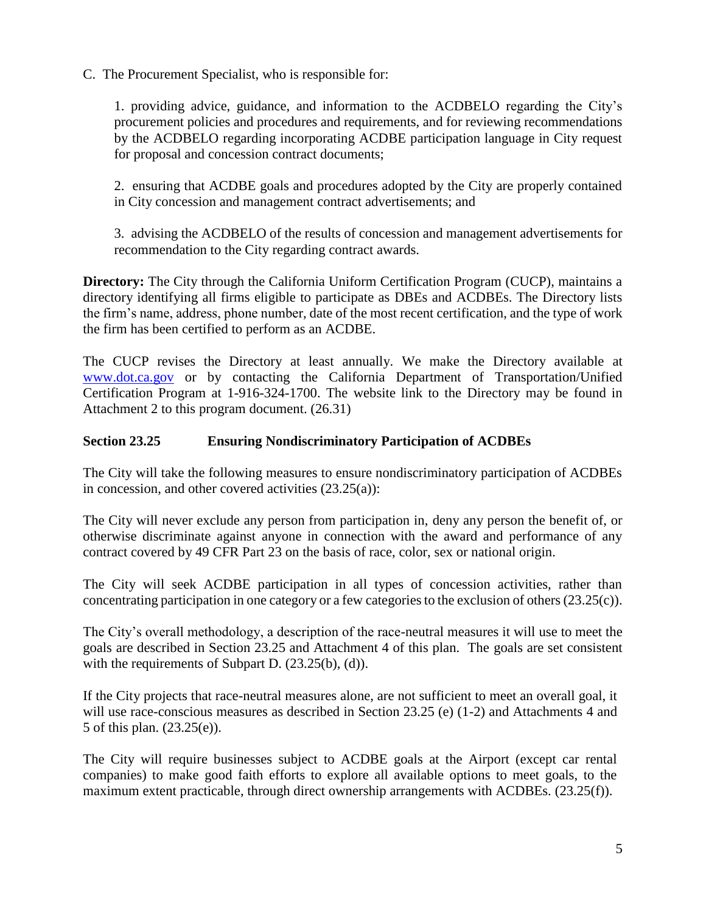C. The Procurement Specialist, who is responsible for:

1. providing advice, guidance, and information to the ACDBELO regarding the City's procurement policies and procedures and requirements, and for reviewing recommendations by the ACDBELO regarding incorporating ACDBE participation language in City request for proposal and concession contract documents;

2. ensuring that ACDBE goals and procedures adopted by the City are properly contained in City concession and management contract advertisements; and

3. advising the ACDBELO of the results of concession and management advertisements for recommendation to the City regarding contract awards.

**Directory:** The City through the California Uniform Certification Program (CUCP), maintains a directory identifying all firms eligible to participate as DBEs and ACDBEs. The Directory lists the firm's name, address, phone number, date of the most recent certification, and the type of work the firm has been certified to perform as an ACDBE.

The CUCP revises the Directory at least annually. We make the Directory available at [www.dot.ca.gov](www.dot.ca.gov) or by contacting the California Department of Transportation/Unified Certification Program at 1-916-324-1700. The website link to the Directory may be found in Attachment 2 to this program document. (26.31)

### Section 23.25 Ensuring Nondiscriminatory Participation of ACDBEs

The City will take the following measures to ensure nondiscriminatory participation of ACDBEs in concession, and other covered activities (23.25(a)):

The City will never exclude any person from participation in, deny any person the benefit of, or otherwise discriminate against anyone in connection with the award and performance of any contract covered by 49 CFR Part 23 on the basis of race, color, sex or national origin.

The City will seek ACDBE participation in all types of concession activities, rather than concentrating participation in one category or a few categories to the exclusion of others (23.25(c)).

The City's overall methodology, a description of the race-neutral measures it will use to meet the goals are described in Section 23.25 and Attachment 4 of this plan. The goals are set consistent with the requirements of Subpart D. (23.25(b), (d)).

If the City projects that race-neutral measures alone, are not sufficient to meet an overall goal, it will use race-conscious measures as described in Section 23.25 (e) (1-2) and Attachments 4 and 5 of this plan. (23.25(e)).

The City will require businesses subject to ACDBE goals at the Airport (except car rental companies) to make good faith efforts to explore all available options to meet goals, to the maximum extent practicable, through direct ownership arrangements with ACDBEs. (23.25(f)).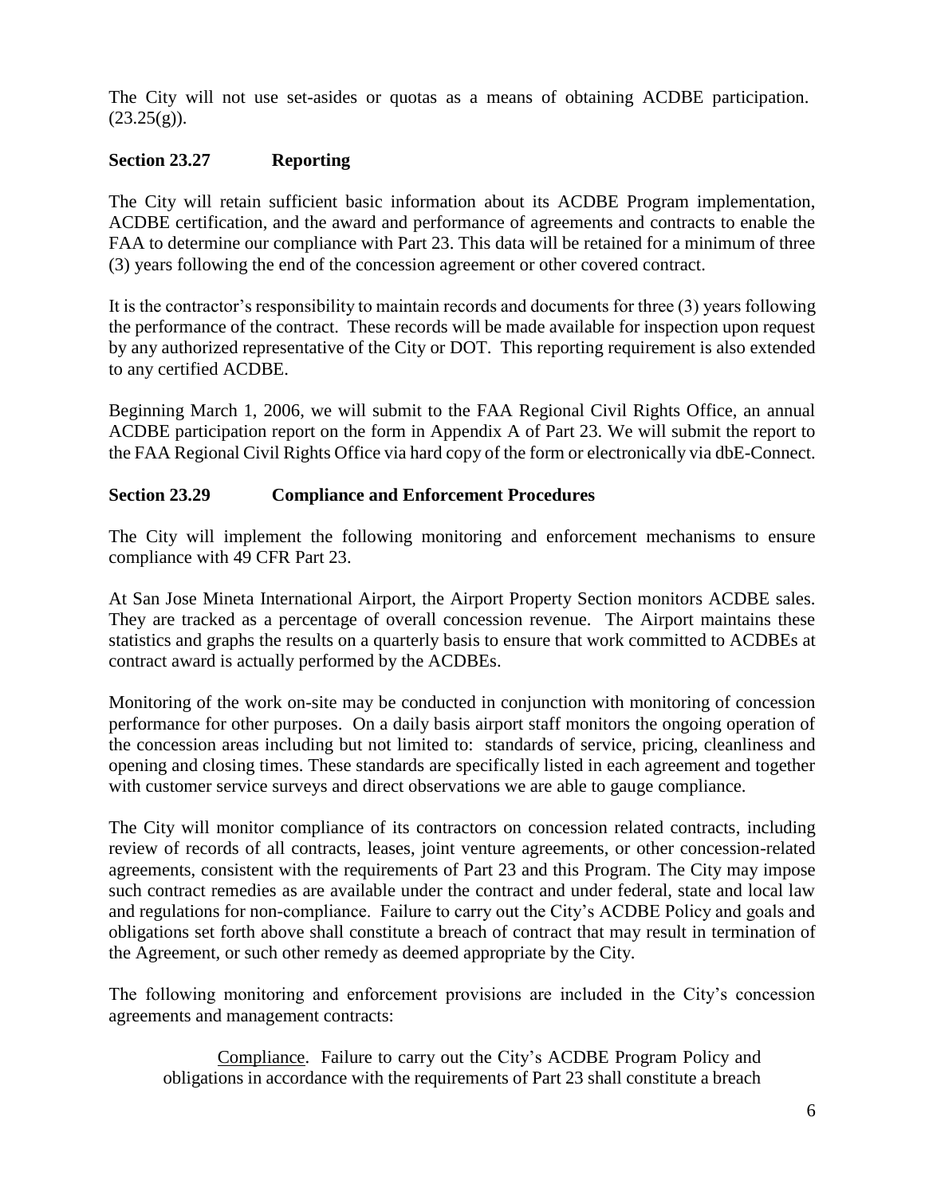The City will not use set-asides or quotas as a means of obtaining ACDBE participation. (23.25(g)).

**Section 23.27 Reporting**

The City will retain sufficient basic information about its ACDBE Program implementation, ACDBE certification, and the award and performance of agreements and contracts to enable the FAA to determine our compliance with Part 23. This data will be retained for a minimum of three (3) years following the end of the concession agreement or other covered contract.

It is the contractor's responsibility to maintain records and documents for three (3) years following the performance of the contract. These records will be made available for inspection upon request by any authorized representative of the City or DOT. This reporting requirement is also extended to any certified ACDBE.

Beginning March 1, 2006, we will submit to the FAA Regional Civil Rights Office, an annual ACDBE participation report on the form in Appendix A of Part 23. We will submit the report to the FAA Regional Civil Rights Office via hard copy of the form or electronically via dbE-Connect.

**Section 23.29 Compliance and Enforcement Procedures**

The City will implement the following monitoring and enforcement mechanisms to ensure compliance with 49 CFR Part 23.

At San Jose Mineta International Airport, the Airport Property Section monitors ACDBE sales. They are tracked as a percentage of overall concession revenue. The Airport maintains these statistics and graphs the results on a quarterly basis to ensure that work committed to ACDBEs at contract award is actually performed by the ACDBEs.

Monitoring of the work on-site may be conducted in conjunction with monitoring of concession performance for other purposes. On a daily basis airport staff monitors the ongoing operation of the concession areas including but not limited to: standards of service, pricing, cleanliness and opening and closing times. These standards are specifically listed in each agreement and together with customer service surveys and direct observations we are able to gauge compliance.

The City will monitor compliance of its contractors on concession related contracts, including review of records of all contracts, leases, joint venture agreements, or other concession-related agreements, consistent with the requirements of Part 23 and this Program. The City may impose such contract remedies as are available under the contract and under federal, state and local law and regulations for non-compliance. Failure to carry out the City's ACDBE Policy and goals and obligations set forth above shall constitute a breach of contract that may result in termination of the Agreement, or such other remedy as deemed appropriate by the City.

The following monitoring and enforcement provisions are included in the City's concession agreements and management contracts:

> Compliance. Failure to carry out the City's ACDBE Program Policy and obligations in accordance with the requirements of Part 23 shall constitute a breach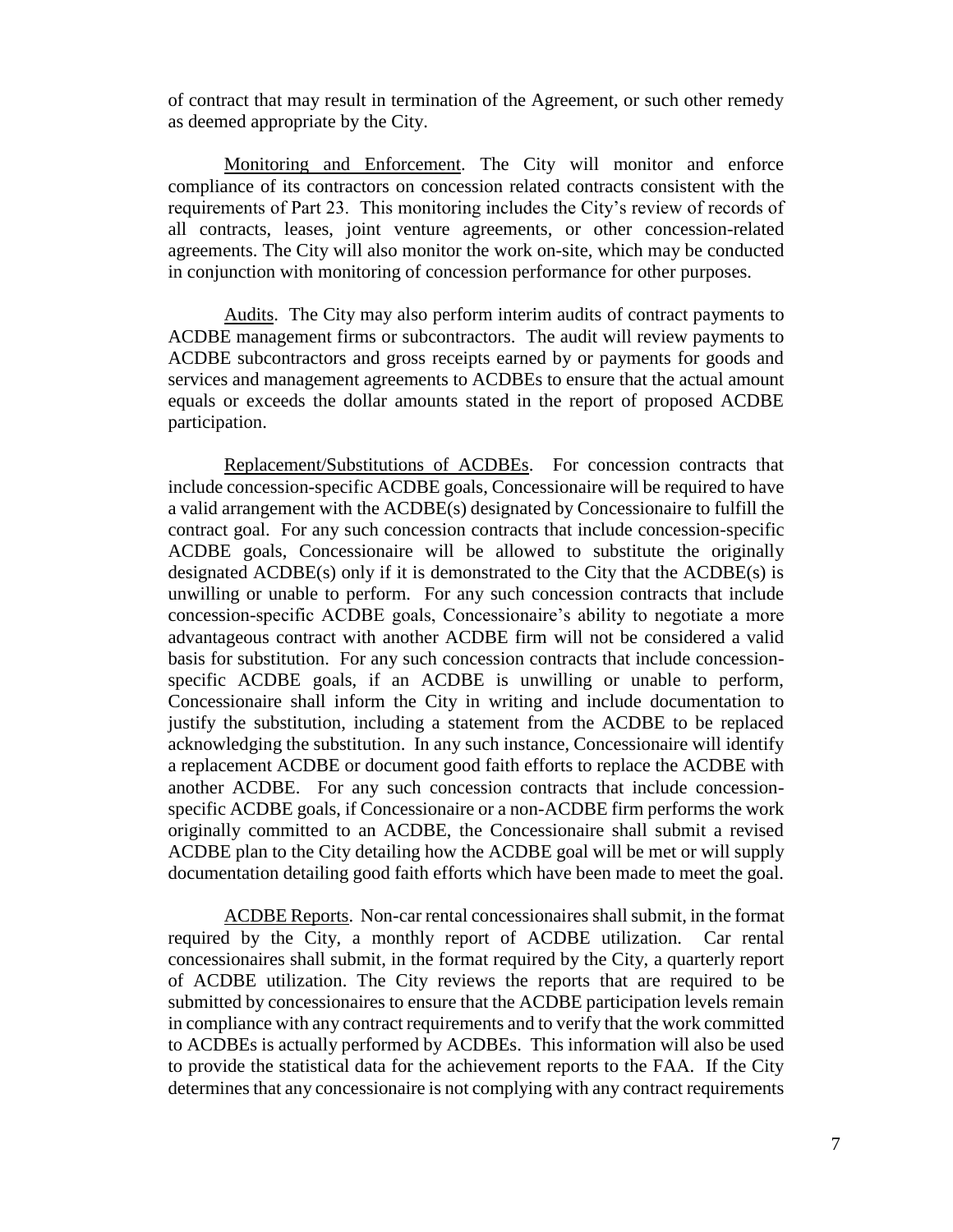of contract that may result in termination of the Agreement, or such other remedy as deemed appropriate by the City.

Monitoring and Enforcement. The City will monitor and enforce compliance of its contractors on concession related contracts consistent with the requirements of Part 23. This monitoring includes the City's review of records of all contracts, leases, joint venture agreements, or other concession-related agreements. The City will also monitor the work on-site, which may be conducted in conjunction with monitoring of concession performance for other purposes.

Audits. The City may also perform interim audits of contract payments to ACDBE management firms or subcontractors. The audit will review payments to ACDBE subcontractors and gross receipts earned by or payments for goods and services and management agreements to ACDBEs to ensure that the actual amount equals or exceeds the dollar amounts stated in the report of proposed ACDBE participation.

Replacement/Substitutions of ACDBEs. For concession contracts that include concession-specific ACDBE goals, Concessionaire will be required to have a valid arrangement with the ACDBE(s) designated by Concessionaire to fulfill the contract goal. For any such concession contracts that include concession-specific ACDBE goals, Concessionaire will be allowed to substitute the originally designated ACDBE(s) only if it is demonstrated to the City that the ACDBE(s) is unwilling or unable to perform. For any such concession contracts that include concession-specific ACDBE goals, Concessionaire's ability to negotiate a more advantageous contract with another ACDBE firm will not be considered a valid basis for substitution. For any such concession contracts that include concession-specific ACDBE goals, if an ACDBE is unwilling or unable to perform, Concessionaire shall inform the City in writing and include documentation to justify the substitution, including a statement from the ACDBE to be replaced acknowledging the substitution. In any such instance, Concessionaire will identify a replacement ACDBE or document good faith efforts to replace the ACDBE with another ACDBE. For any such concession contracts that include concession-specific ACDBE goals, if Concessionaire or a non-ACDBE firm performs the work originally committed to an ACDBE, the Concessionaire shall submit a revised ACDBE plan to the City detailing how the ACDBE goal will be met or will supply documentation detailing good faith efforts which have been made to meet the goal.

ACDBE Reports. Non-car rental concessionaires shall submit, in the format required by the City, a monthly report of ACDBE utilization. Car rental concessionaires shall submit, in the format required by the City, a quarterly report of ACDBE utilization. The City reviews the reports that are required to be submitted by concessionaires to ensure that the ACDBE participation levels remain in compliance with any contract requirements and to verify that the work committed to ACDBEs is actually performed by ACDBEs. This information will also be used to provide the statistical data for the achievement reports to the FAA. If the City determines that any concessionaire is not complying with any contract requirements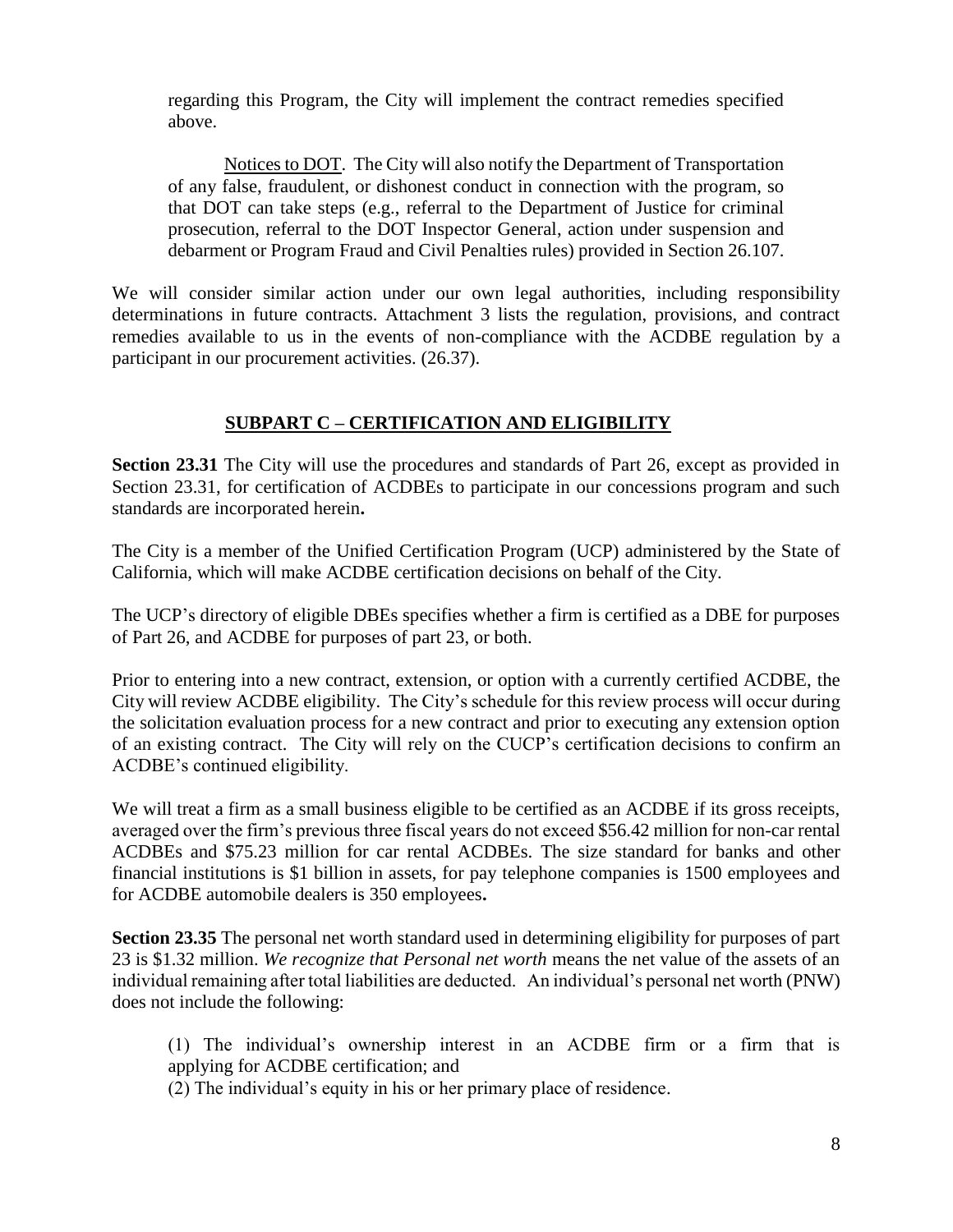regarding this Program, the City will implement the contract remedies specified above.

Notices to DOT. The City will also notify the Department of Transportation of any false, fraudulent, or dishonest conduct in connection with the program, so that DOT can take steps (e.g., referral to the Department of Justice for criminal prosecution, referral to the DOT Inspector General, action under suspension and debarment or Program Fraud and Civil Penalties rules) provided in Section 26.107.

We will consider similar action under our own legal authorities, including responsibility determinations in future contracts. Attachment 3 lists the regulation, provisions, and contract remedies available to us in the events of non-compliance with the ACDBE regulation by a participant in our procurement activities. (26.37).

## SUBPART C – CERTIFICATION AND ELIGIBILITY

**Section 23.31** The City will use the procedures and standards of Part 26, except as provided in Section 23.31, for certification of ACDBEs to participate in our concessions program and such standards are incorporated herein**.**

The City is a member of the Unified Certification Program (UCP) administered by the State of California, which will make ACDBE certification decisions on behalf of the City.

The UCP's directory of eligible DBEs specifies whether a firm is certified as a DBE for purposes of Part 26, and ACDBE for purposes of part 23, or both.

Prior to entering into a new contract, extension, or option with a currently certified ACDBE, the City will review ACDBE eligibility. The City's schedule for this review process will occur during the solicitation evaluation process for a new contract and prior to executing any extension option of an existing contract. The City will rely on the CUCP's certification decisions to confirm an ACDBE's continued eligibility.

We will treat a firm as a small business eligible to be certified as an ACDBE if its gross receipts, averaged over the firm's previous three fiscal years do not exceed \$56.42 million for non-car rental ACDBEs and \$75.23 million for car rental ACDBEs. The size standard for banks and other financial institutions is \$1 billion in assets, for pay telephone companies is 1500 employees and for ACDBE automobile dealers is 350 employees**.**

**Section 23.35** The personal net worth standard used in determining eligibility for purposes of part 23 is \$1.32 million. *We recognize that Personal net worth* means the net value of the assets of an individual remaining after total liabilities are deducted. An individual's personal net worth (PNW) does not include the following:

(1) The individual's ownership interest in an ACDBE firm or a firm that is applying for ACDBE certification; and
(2) The individual's equity in his or her primary place of residence.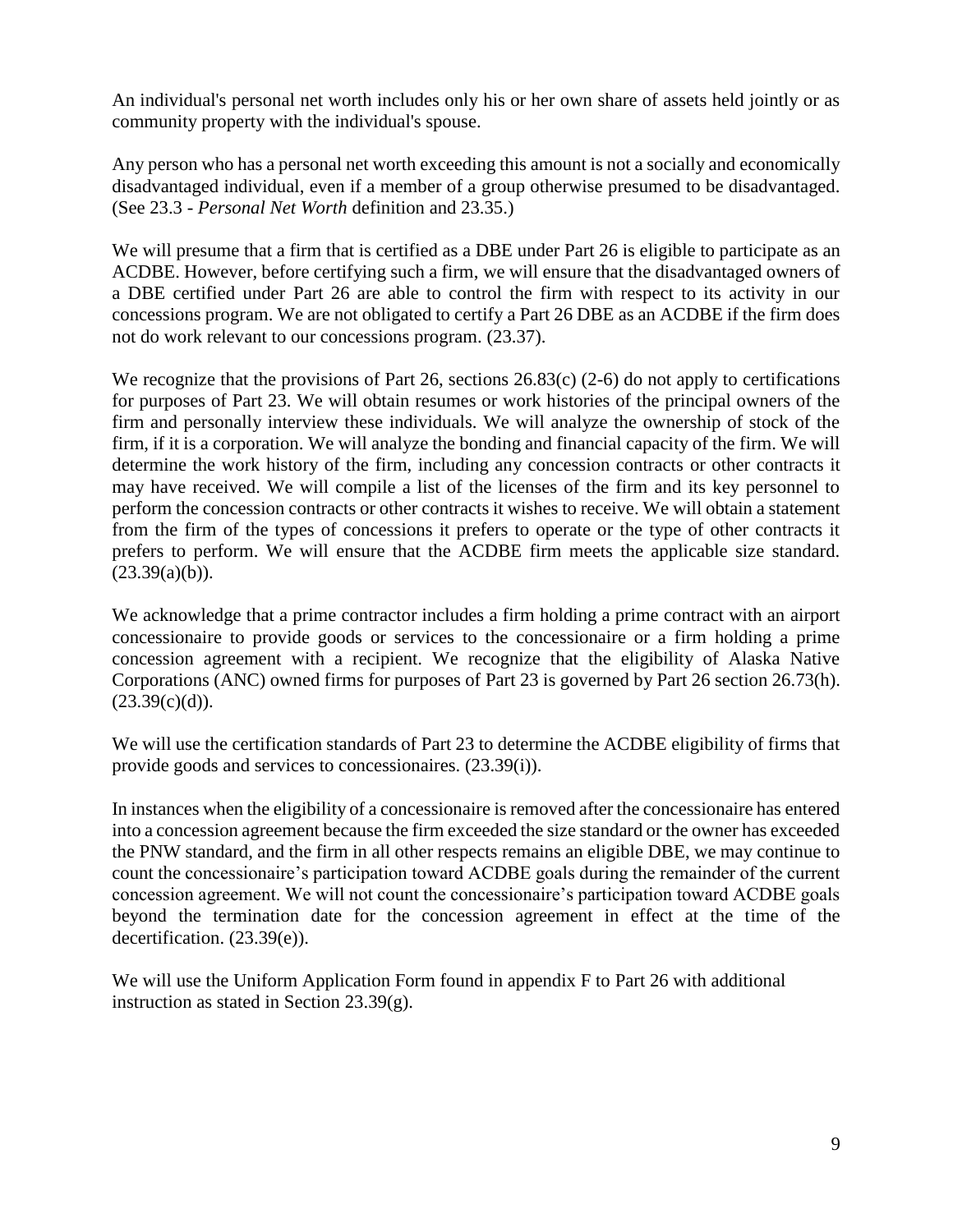An individual's personal net worth includes only his or her own share of assets held jointly or as community property with the individual's spouse.

Any person who has a personal net worth exceeding this amount is not a socially and economically disadvantaged individual, even if a member of a group otherwise presumed to be disadvantaged. (See 23.3 - *Personal Net Worth* definition and 23.35.)

We will presume that a firm that is certified as a DBE under Part 26 is eligible to participate as an ACDBE. However, before certifying such a firm, we will ensure that the disadvantaged owners of a DBE certified under Part 26 are able to control the firm with respect to its activity in our concessions program. We are not obligated to certify a Part 26 DBE as an ACDBE if the firm does not do work relevant to our concessions program. (23.37).

We recognize that the provisions of Part 26, sections 26.83(c) (2-6) do not apply to certifications for purposes of Part 23. We will obtain resumes or work histories of the principal owners of the firm and personally interview these individuals. We will analyze the ownership of stock of the firm, if it is a corporation. We will analyze the bonding and financial capacity of the firm. We will determine the work history of the firm, including any concession contracts or other contracts it may have received. We will compile a list of the licenses of the firm and its key personnel to perform the concession contracts or other contracts it wishes to receive. We will obtain a statement from the firm of the types of concessions it prefers to operate or the type of other contracts it prefers to perform. We will ensure that the ACDBE firm meets the applicable size standard. (23.39(a)(b)).

We acknowledge that a prime contractor includes a firm holding a prime contract with an airport concessionaire to provide goods or services to the concessionaire or a firm holding a prime concession agreement with a recipient. We recognize that the eligibility of Alaska Native Corporations (ANC) owned firms for purposes of Part 23 is governed by Part 26 section 26.73(h). (23.39(c)(d)).

We will use the certification standards of Part 23 to determine the ACDBE eligibility of firms that provide goods and services to concessionaires. (23.39(i)).

In instances when the eligibility of a concessionaire is removed after the concessionaire has entered into a concession agreement because the firm exceeded the size standard or the owner has exceeded the PNW standard, and the firm in all other respects remains an eligible DBE, we may continue to count the concessionaire's participation toward ACDBE goals during the remainder of the current concession agreement. We will not count the concessionaire's participation toward ACDBE goals beyond the termination date for the concession agreement in effect at the time of the decertification. (23.39(e)).

We will use the Uniform Application Form found in appendix F to Part 26 with additional instruction as stated in Section 23.39(g).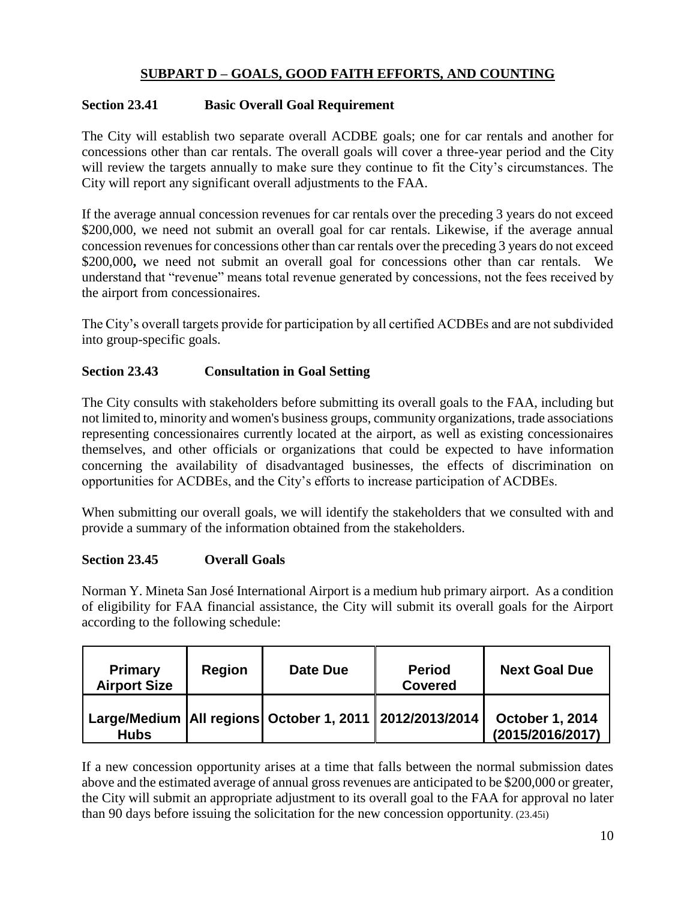## SUBPART D – GOALS, GOOD FAITH EFFORTS, AND COUNTING

### Section 23.41 Basic Overall Goal Requirement

The City will establish two separate overall ACDBE goals; one for car rentals and another for concessions other than car rentals. The overall goals will cover a three-year period and the City will review the targets annually to make sure they continue to fit the City's circumstances. The City will report any significant overall adjustments to the FAA.

If the average annual concession revenues for car rentals over the preceding 3 years do not exceed $200,000, we need not submit an overall goal for car rentals. Likewise, if the average annual concession revenues for concessions other than car rentals over the preceding 3 years do not exceed $200,000**,** we need not submit an overall goal for concessions other than car rentals. We understand that "revenue" means total revenue generated by concessions, not the fees received by the airport from concessionaires.

The City's overall targets provide for participation by all certified ACDBEs and are not subdivided into group-specific goals.

### Section 23.43 Consultation in Goal Setting

The City consults with stakeholders before submitting its overall goals to the FAA, including but not limited to, minority and women's business groups, community organizations, trade associations representing concessionaires currently located at the airport, as well as existing concessionaires themselves, and other officials or organizations that could be expected to have information concerning the availability of disadvantaged businesses, the effects of discrimination on opportunities for ACDBEs, and the City's efforts to increase participation of ACDBEs.

When submitting our overall goals, we will identify the stakeholders that we consulted with and provide a summary of the information obtained from the stakeholders.

### Section 23.45 Overall Goals

Norman Y. Mineta San José International Airport is a medium hub primary airport. As a condition of eligibility for FAA financial assistance, the City will submit its overall goals for the Airport according to the following schedule:

| Primary Airport Size | Region | Date Due | Period Covered | Next Goal Due |
|---|---|---|---|---|
| Large/Medium Hubs | All regions | October 1, 2011 | 2012/2013/2014 | October 1, 2014 (2015/2016/2017) |

If a new concession opportunity arises at a time that falls between the normal submission dates above and the estimated average of annual gross revenues are anticipated to be $200,000 or greater, the City will submit an appropriate adjustment to its overall goal to the FAA for approval no later than 90 days before issuing the solicitation for the new concession opportunity. (23.45i)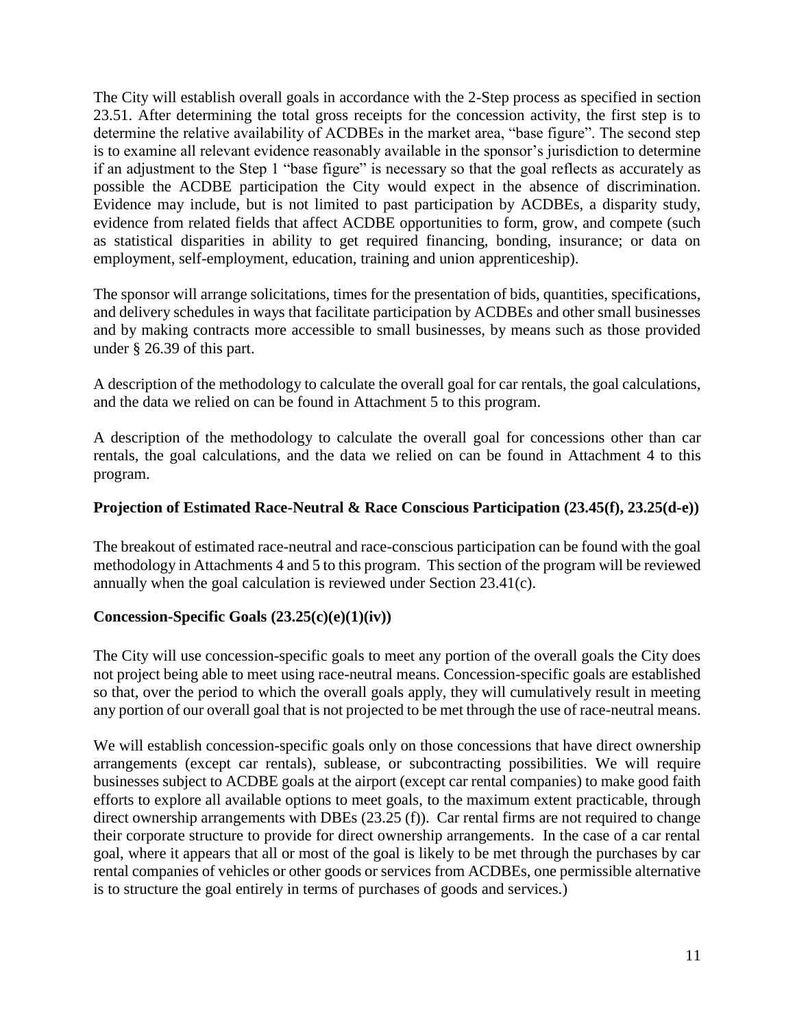The City will establish overall goals in accordance with the 2-Step process as specified in section 23.51. After determining the total gross receipts for the concession activity, the first step is to determine the relative availability of ACDBEs in the market area, "base figure". The second step is to examine all relevant evidence reasonably available in the sponsor's jurisdiction to determine if an adjustment to the Step 1 "base figure" is necessary so that the goal reflects as accurately as possible the ACDBE participation the City would expect in the absence of discrimination. Evidence may include, but is not limited to past participation by ACDBEs, a disparity study, evidence from related fields that affect ACDBE opportunities to form, grow, and compete (such as statistical disparities in ability to get required financing, bonding, insurance; or data on employment, self-employment, education, training and union apprenticeship).

The sponsor will arrange solicitations, times for the presentation of bids, quantities, specifications, and delivery schedules in ways that facilitate participation by ACDBEs and other small businesses and by making contracts more accessible to small businesses, by means such as those provided under § 26.39 of this part.

A description of the methodology to calculate the overall goal for car rentals, the goal calculations, and the data we relied on can be found in Attachment 5 to this program.

A description of the methodology to calculate the overall goal for concessions other than car rentals, the goal calculations, and the data we relied on can be found in Attachment 4 to this program.

**Projection of Estimated Race-Neutral & Race Conscious Participation (23.45(f), 23.25(d-e))**

The breakout of estimated race-neutral and race-conscious participation can be found with the goal methodology in Attachments 4 and 5 to this program. This section of the program will be reviewed annually when the goal calculation is reviewed under Section 23.41(c).

**Concession-Specific Goals (23.25(c)(e)(1)(iv))**

The City will use concession-specific goals to meet any portion of the overall goals the City does not project being able to meet using race-neutral means. Concession-specific goals are established so that, over the period to which the overall goals apply, they will cumulatively result in meeting any portion of our overall goal that is not projected to be met through the use of race-neutral means.

We will establish concession-specific goals only on those concessions that have direct ownership arrangements (except car rentals), sublease, or subcontracting possibilities. We will require businesses subject to ACDBE goals at the airport (except car rental companies) to make good faith efforts to explore all available options to meet goals, to the maximum extent practicable, through direct ownership arrangements with DBEs (23.25 (f)). Car rental firms are not required to change their corporate structure to provide for direct ownership arrangements. In the case of a car rental goal, where it appears that all or most of the goal is likely to be met through the purchases by car rental companies of vehicles or other goods or services from ACDBEs, one permissible alternative is to structure the goal entirely in terms of purchases of goods and services.)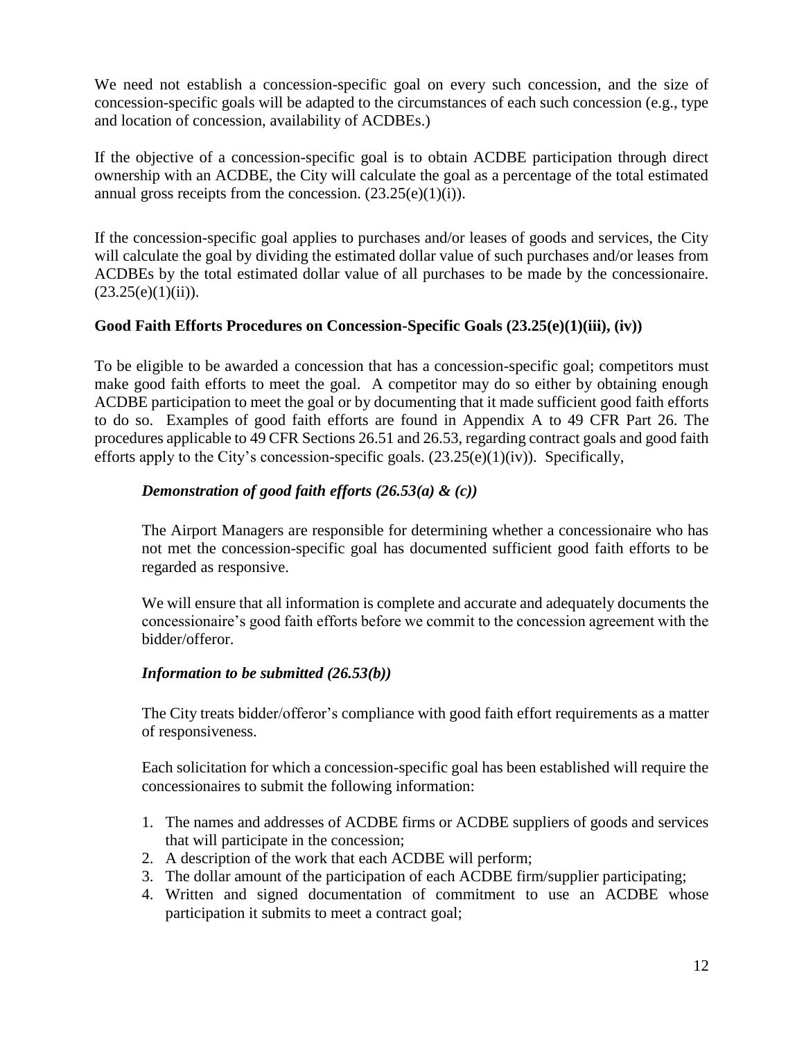We need not establish a concession-specific goal on every such concession, and the size of concession-specific goals will be adapted to the circumstances of each such concession (e.g., type and location of concession, availability of ACDBEs.)

If the objective of a concession-specific goal is to obtain ACDBE participation through direct ownership with an ACDBE, the City will calculate the goal as a percentage of the total estimated annual gross receipts from the concession. (23.25(e)(1)(i)).

If the concession-specific goal applies to purchases and/or leases of goods and services, the City will calculate the goal by dividing the estimated dollar value of such purchases and/or leases from ACDBEs by the total estimated dollar value of all purchases to be made by the concessionaire. (23.25(e)(1)(ii)).

**Good Faith Efforts Procedures on Concession-Specific Goals (23.25(e)(1)(iii), (iv))**

To be eligible to be awarded a concession that has a concession-specific goal; competitors must make good faith efforts to meet the goal. A competitor may do so either by obtaining enough ACDBE participation to meet the goal or by documenting that it made sufficient good faith efforts to do so. Examples of good faith efforts are found in Appendix A to 49 CFR Part 26. The procedures applicable to 49 CFR Sections 26.51 and 26.53, regarding contract goals and good faith efforts apply to the City's concession-specific goals. (23.25(e)(1)(iv)). Specifically,

***Demonstration of good faith efforts (26.53(a) & (c))***

The Airport Managers are responsible for determining whether a concessionaire who has not met the concession-specific goal has documented sufficient good faith efforts to be regarded as responsive.

We will ensure that all information is complete and accurate and adequately documents the concessionaire's good faith efforts before we commit to the concession agreement with the bidder/offeror.

***Information to be submitted (26.53(b))***

The City treats bidder/offeror's compliance with good faith effort requirements as a matter of responsiveness.

Each solicitation for which a concession-specific goal has been established will require the concessionaires to submit the following information:

1. The names and addresses of ACDBE firms or ACDBE suppliers of goods and services that will participate in the concession;
2. A description of the work that each ACDBE will perform;
3. The dollar amount of the participation of each ACDBE firm/supplier participating;
4. Written and signed documentation of commitment to use an ACDBE whose participation it submits to meet a contract goal;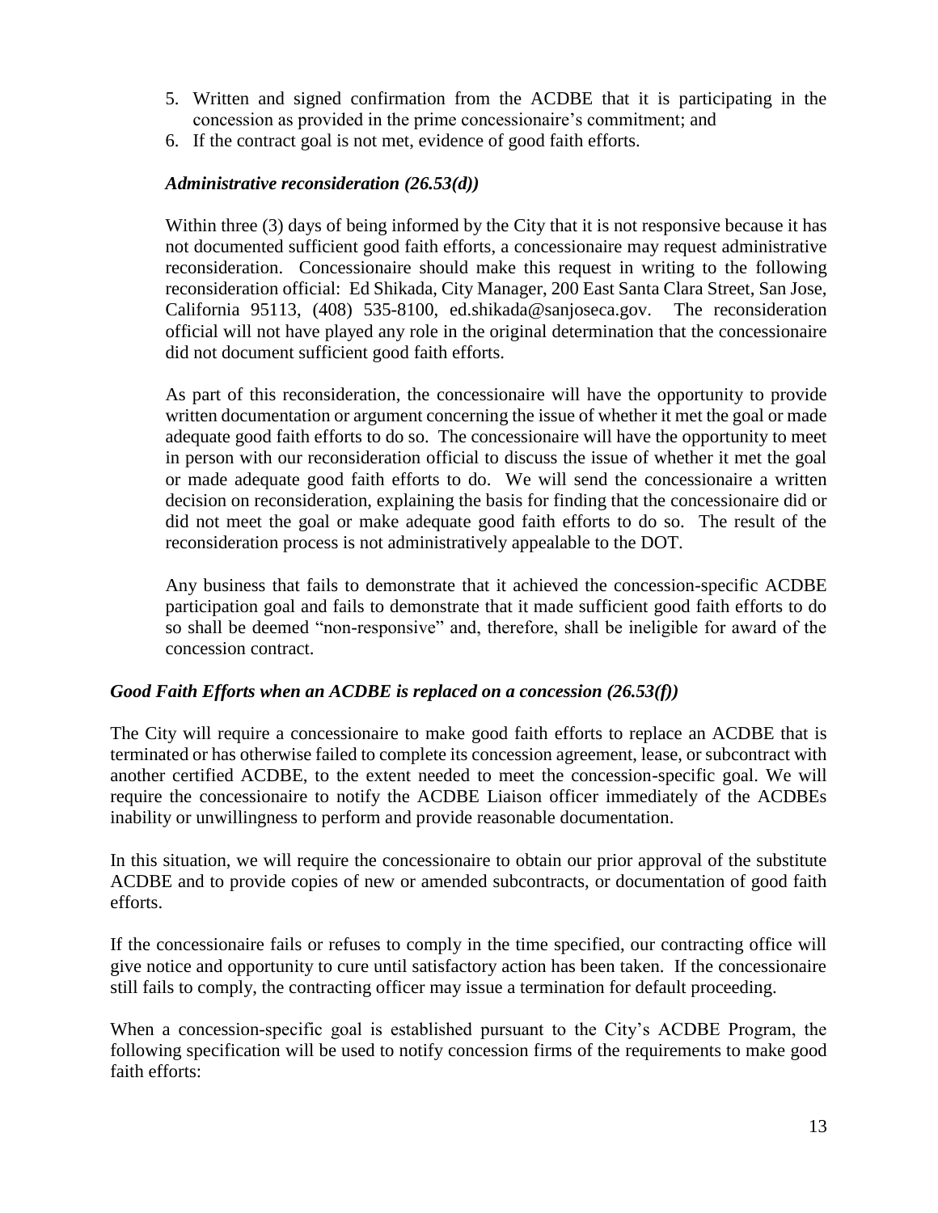5. Written and signed confirmation from the ACDBE that it is participating in the concession as provided in the prime concessionaire's commitment; and
6. If the contract goal is not met, evidence of good faith efforts.

*Administrative reconsideration (26.53(d))*

Within three (3) days of being informed by the City that it is not responsive because it has not documented sufficient good faith efforts, a concessionaire may request administrative reconsideration. Concessionaire should make this request in writing to the following reconsideration official: Ed Shikada, City Manager, 200 East Santa Clara Street, San Jose, California 95113, (408) 535-8100, ed.shikada@sanjoseca.gov. The reconsideration official will not have played any role in the original determination that the concessionaire did not document sufficient good faith efforts.

As part of this reconsideration, the concessionaire will have the opportunity to provide written documentation or argument concerning the issue of whether it met the goal or made adequate good faith efforts to do so. The concessionaire will have the opportunity to meet in person with our reconsideration official to discuss the issue of whether it met the goal or made adequate good faith efforts to do. We will send the concessionaire a written decision on reconsideration, explaining the basis for finding that the concessionaire did or did not meet the goal or make adequate good faith efforts to do so. The result of the reconsideration process is not administratively appealable to the DOT.

Any business that fails to demonstrate that it achieved the concession-specific ACDBE participation goal and fails to demonstrate that it made sufficient good faith efforts to do so shall be deemed "non-responsive" and, therefore, shall be ineligible for award of the concession contract.

***Good Faith Efforts when an ACDBE is replaced on a concession (26.53(f))***

The City will require a concessionaire to make good faith efforts to replace an ACDBE that is terminated or has otherwise failed to complete its concession agreement, lease, or subcontract with another certified ACDBE, to the extent needed to meet the concession-specific goal. We will require the concessionaire to notify the ACDBE Liaison officer immediately of the ACDBEs inability or unwillingness to perform and provide reasonable documentation.

In this situation, we will require the concessionaire to obtain our prior approval of the substitute ACDBE and to provide copies of new or amended subcontracts, or documentation of good faith efforts.

If the concessionaire fails or refuses to comply in the time specified, our contracting office will give notice and opportunity to cure until satisfactory action has been taken. If the concessionaire still fails to comply, the contracting officer may issue a termination for default proceeding.

When a concession-specific goal is established pursuant to the City's ACDBE Program, the following specification will be used to notify concession firms of the requirements to make good faith efforts: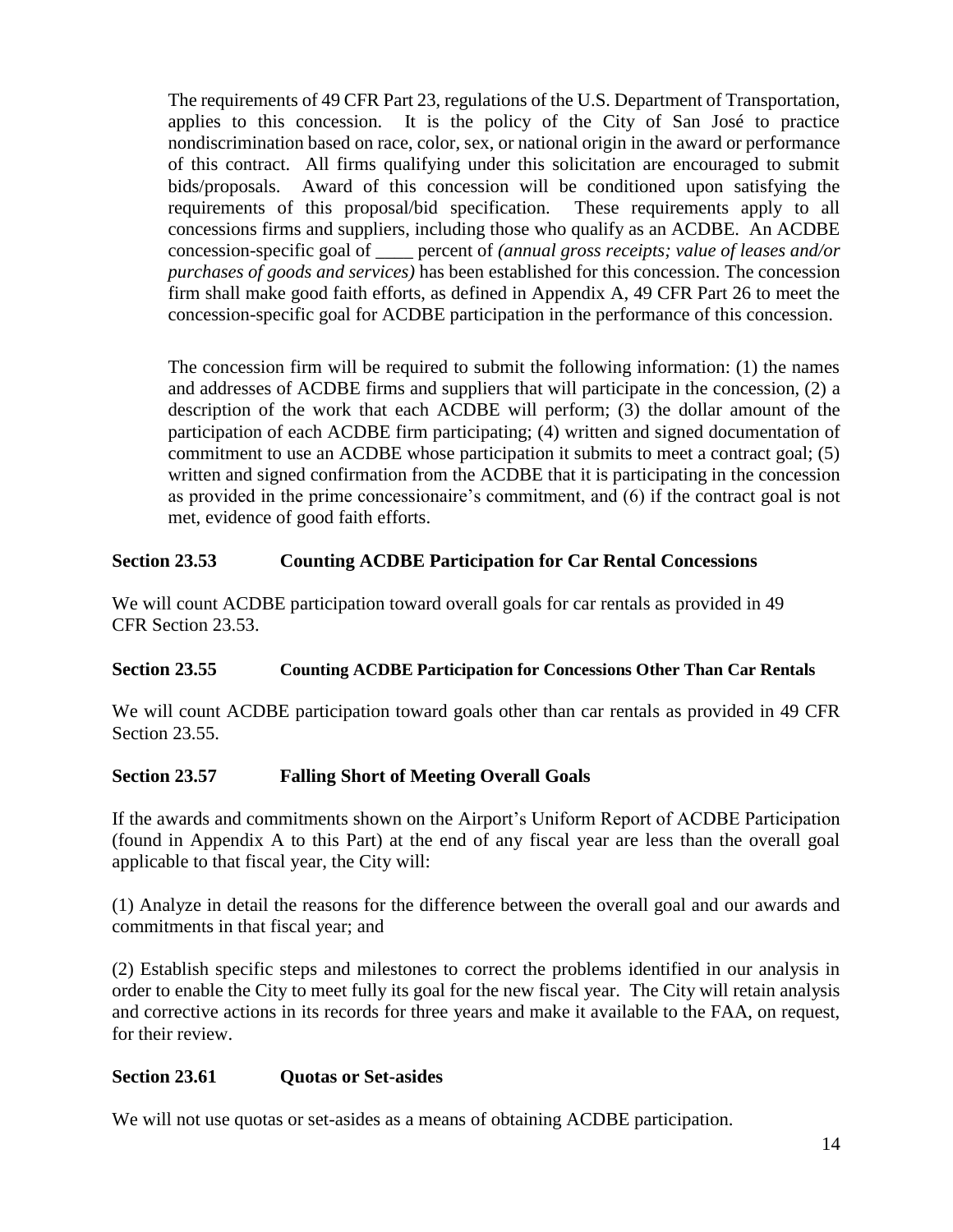The requirements of 49 CFR Part 23, regulations of the U.S. Department of Transportation, applies to this concession. It is the policy of the City of San José to practice nondiscrimination based on race, color, sex, or national origin in the award or performance of this contract. All firms qualifying under this solicitation are encouraged to submit bids/proposals. Award of this concession will be conditioned upon satisfying the requirements of this proposal/bid specification. These requirements apply to all concessions firms and suppliers, including those who qualify as an ACDBE. An ACDBE concession-specific goal of ____ percent of *(annual gross receipts; value of leases and/or purchases of goods and services)* has been established for this concession. The concession firm shall make good faith efforts, as defined in Appendix A, 49 CFR Part 26 to meet the concession-specific goal for ACDBE participation in the performance of this concession.

The concession firm will be required to submit the following information: (1) the names and addresses of ACDBE firms and suppliers that will participate in the concession, (2) a description of the work that each ACDBE will perform; (3) the dollar amount of the participation of each ACDBE firm participating; (4) written and signed documentation of commitment to use an ACDBE whose participation it submits to meet a contract goal; (5) written and signed confirmation from the ACDBE that it is participating in the concession as provided in the prime concessionaire's commitment, and (6) if the contract goal is not met, evidence of good faith efforts.

**Section 23.53 Counting ACDBE Participation for Car Rental Concessions**

We will count ACDBE participation toward overall goals for car rentals as provided in 49 CFR Section 23.53.

**Section 23.55 Counting ACDBE Participation for Concessions Other Than Car Rentals**

We will count ACDBE participation toward goals other than car rentals as provided in 49 CFR Section 23.55.

**Section 23.57 Falling Short of Meeting Overall Goals**

If the awards and commitments shown on the Airport's Uniform Report of ACDBE Participation (found in Appendix A to this Part) at the end of any fiscal year are less than the overall goal applicable to that fiscal year, the City will:

(1) Analyze in detail the reasons for the difference between the overall goal and our awards and commitments in that fiscal year; and

(2) Establish specific steps and milestones to correct the problems identified in our analysis in order to enable the City to meet fully its goal for the new fiscal year. The City will retain analysis and corrective actions in its records for three years and make it available to the FAA, on request, for their review.

**Section 23.61 Quotas or Set-asides**

We will not use quotas or set-asides as a means of obtaining ACDBE participation.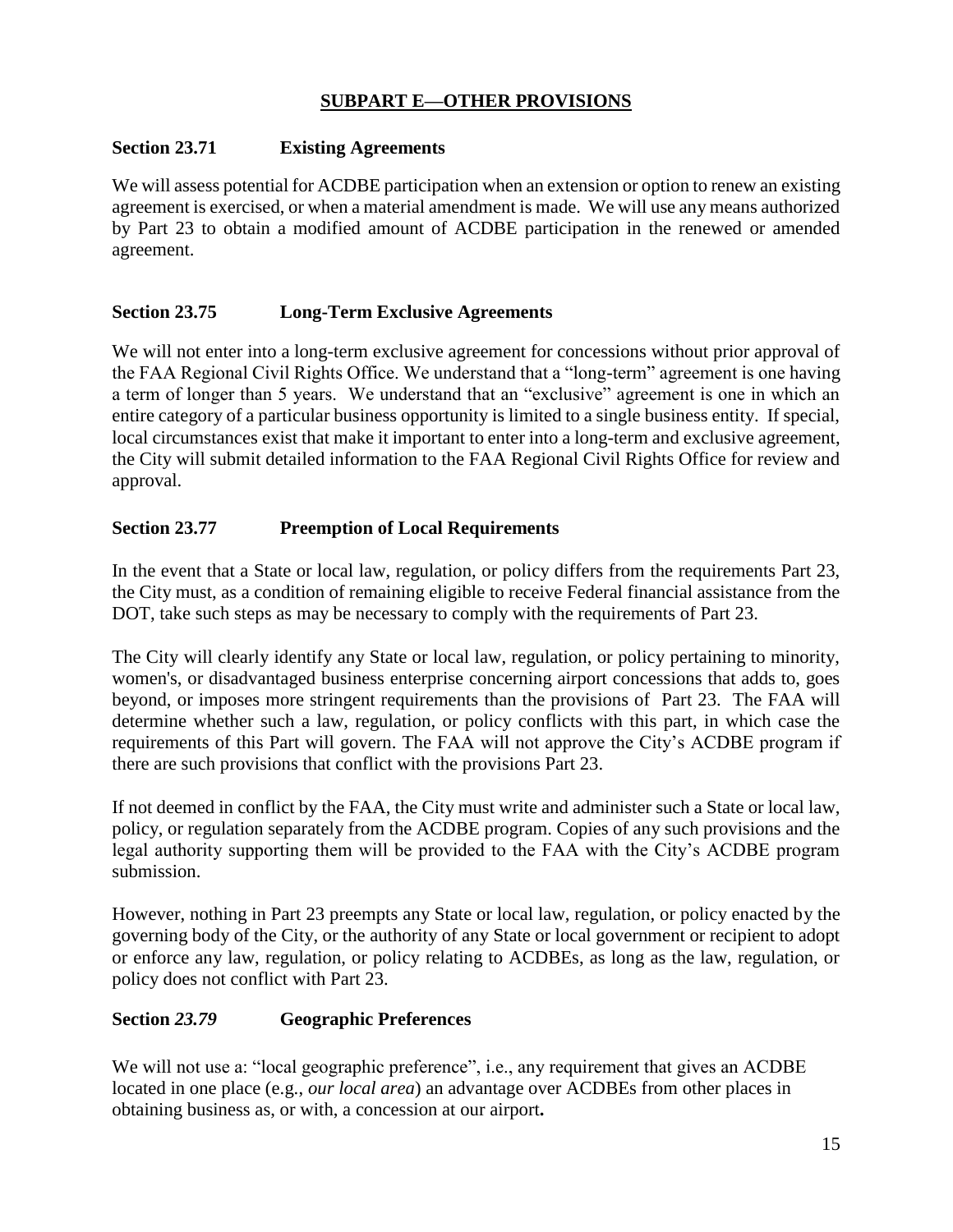## SUBPART E—OTHER PROVISIONS

### Section 23.71 Existing Agreements

We will assess potential for ACDBE participation when an extension or option to renew an existing agreement is exercised, or when a material amendment is made. We will use any means authorized by Part 23 to obtain a modified amount of ACDBE participation in the renewed or amended agreement.

### Section 23.75 Long-Term Exclusive Agreements

We will not enter into a long-term exclusive agreement for concessions without prior approval of the FAA Regional Civil Rights Office. We understand that a "long-term" agreement is one having a term of longer than 5 years. We understand that an "exclusive" agreement is one in which an entire category of a particular business opportunity is limited to a single business entity. If special, local circumstances exist that make it important to enter into a long-term and exclusive agreement, the City will submit detailed information to the FAA Regional Civil Rights Office for review and approval.

### Section 23.77 Preemption of Local Requirements

In the event that a State or local law, regulation, or policy differs from the requirements Part 23, the City must, as a condition of remaining eligible to receive Federal financial assistance from the DOT, take such steps as may be necessary to comply with the requirements of Part 23.

The City will clearly identify any State or local law, regulation, or policy pertaining to minority, women's, or disadvantaged business enterprise concerning airport concessions that adds to, goes beyond, or imposes more stringent requirements than the provisions of Part 23. The FAA will determine whether such a law, regulation, or policy conflicts with this part, in which case the requirements of this Part will govern. The FAA will not approve the City's ACDBE program if there are such provisions that conflict with the provisions Part 23.

If not deemed in conflict by the FAA, the City must write and administer such a State or local law, policy, or regulation separately from the ACDBE program. Copies of any such provisions and the legal authority supporting them will be provided to the FAA with the City's ACDBE program submission.

However, nothing in Part 23 preempts any State or local law, regulation, or policy enacted by the governing body of the City, or the authority of any State or local government or recipient to adopt or enforce any law, regulation, or policy relating to ACDBEs, as long as the law, regulation, or policy does not conflict with Part 23.

### Section *23.79* Geographic Preferences

We will not use a: "local geographic preference", i.e., any requirement that gives an ACDBE located in one place (e.g., *our local area*) an advantage over ACDBEs from other places in obtaining business as, or with, a concession at our airport**.**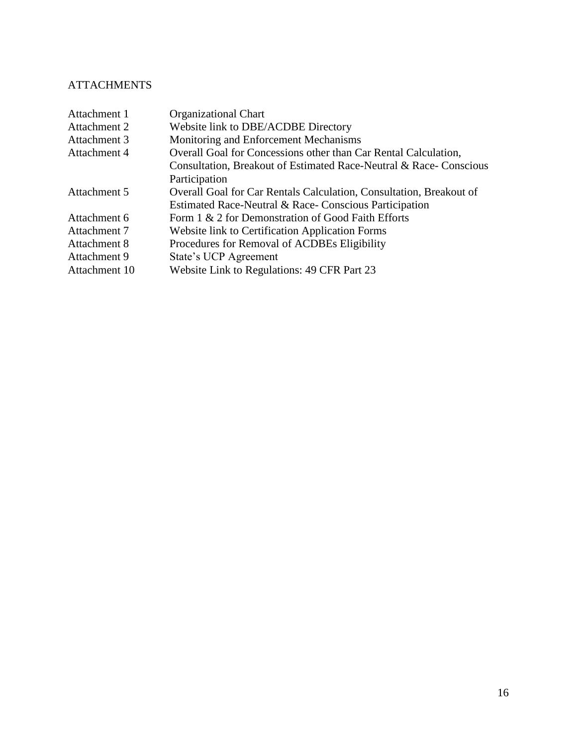# ATTACHMENTS

| | |
|---|---|
| Attachment 1 | Organizational Chart |
| Attachment 2 | Website link to DBE/ACDBE Directory |
| Attachment 3 | Monitoring and Enforcement Mechanisms |
| Attachment 4 | Overall Goal for Concessions other than Car Rental Calculation, Consultation, Breakout of Estimated Race-Neutral & Race- Conscious Participation |
| Attachment 5 | Overall Goal for Car Rentals Calculation, Consultation, Breakout of Estimated Race-Neutral & Race- Conscious Participation |
| Attachment 6 | Form 1 & 2 for Demonstration of Good Faith Efforts |
| Attachment 7 | Website link to Certification Application Forms |
| Attachment 8 | Procedures for Removal of ACDBEs Eligibility |
| Attachment 9 | State's UCP Agreement |
| Attachment 10 | Website Link to Regulations: 49 CFR Part 23 |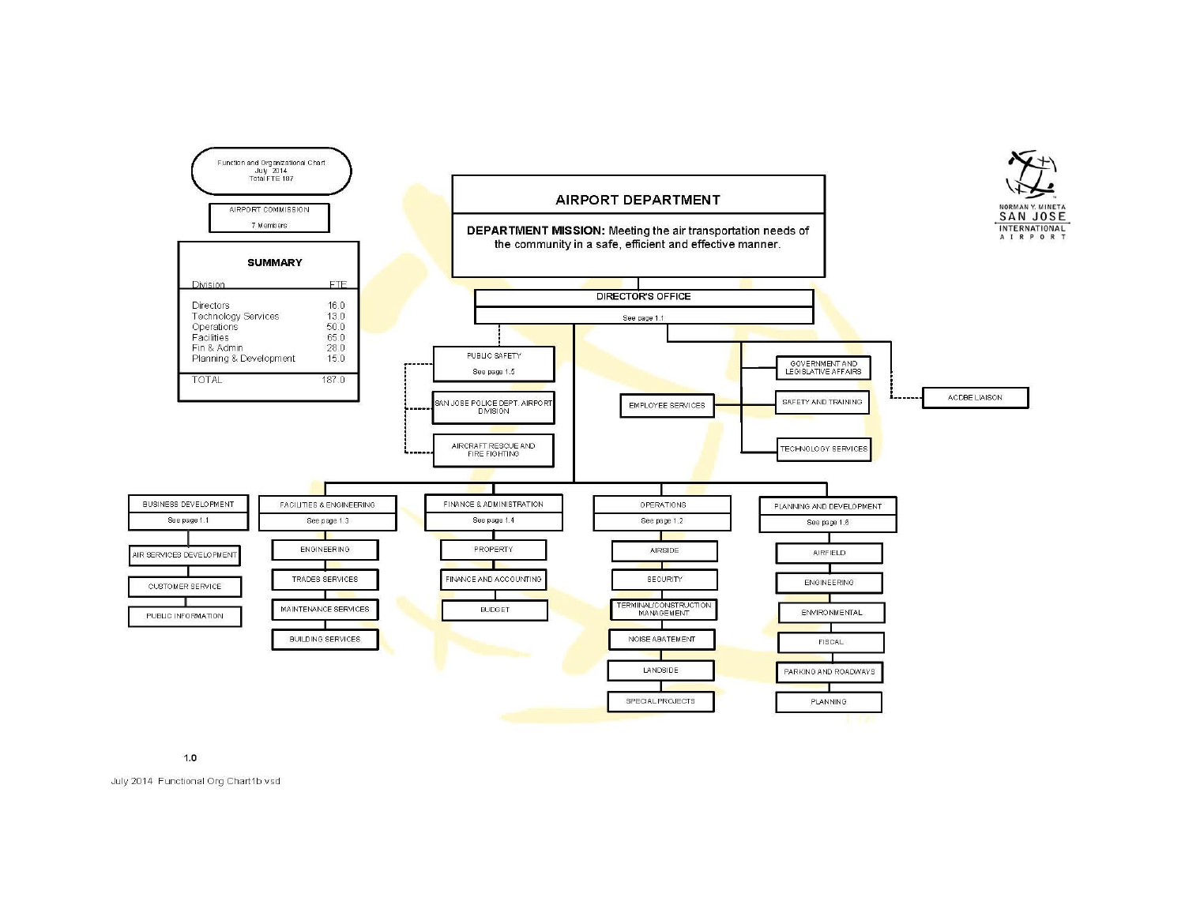Function and Organizational Chart
July 2014
Total FTE 187

AIRPORT COMMISSION
7 Members

**SUMMARY**

| Division | FTE |
|---|---|
| Directors | 16.0 |
| Technology Services | 13.0 |
| Operations | 50.0 |
| Facilities | 65.0 |
| Fin & Admin | 28.0 |
| Planning & Development | 15.0 |
| TOTAL | 187.0 |

NORMAN Y. MINETA SAN JOSE INTERNATIONAL AIRPORT

# AIRPORT DEPARTMENT

**DEPARTMENT MISSION:** Meeting the air transportation needs of the community in a safe, efficient and effective manner.

## DIRECTOR'S OFFICE
See page 1.1

- PUBLIC SAFETY (See page 1.5)
  - SAN JOSE POLICE DEPT. AIRPORT DIVISION
  - AIRCRAFT RESCUE AND FIRE FIGHTING
- EMPLOYEE SERVICES
- GOVERNMENT AND LEGISLATIVE AFFAIRS
- SAFETY AND TRAINING
- TECHNOLOGY SERVICES
- ACDBE LIAISON

### BUSINESS DEVELOPMENT
See page 1.1
- AIR SERVICES DEVELOPMENT
- CUSTOMER SERVICE
- PUBLIC INFORMATION

### FACILITIES & ENGINEERING
See page 1.3
- ENGINEERING
- TRADES SERVICES
- MAINTENANCE SERVICES
- BUILDING SERVICES

### FINANCE & ADMINISTRATION
See page 1.4
- PROPERTY
- FINANCE AND ACCOUNTING
- BUDGET

### OPERATIONS
See page 1.2
- AIRSIDE
- SECURITY
- TERMINAL/CONSTRUCTION MANAGEMENT
- NOISE ABATEMENT
- LANDSIDE
- SPECIAL PROJECTS

### PLANNING AND DEVELOPMENT
See page 1.6
- AIRFIELD
- ENGINEERING
- ENVIRONMENTAL
- FISCAL
- PARKING AND ROADWAYS
- PLANNING

1.0

July 2014 Functional Org Chart1b.vsd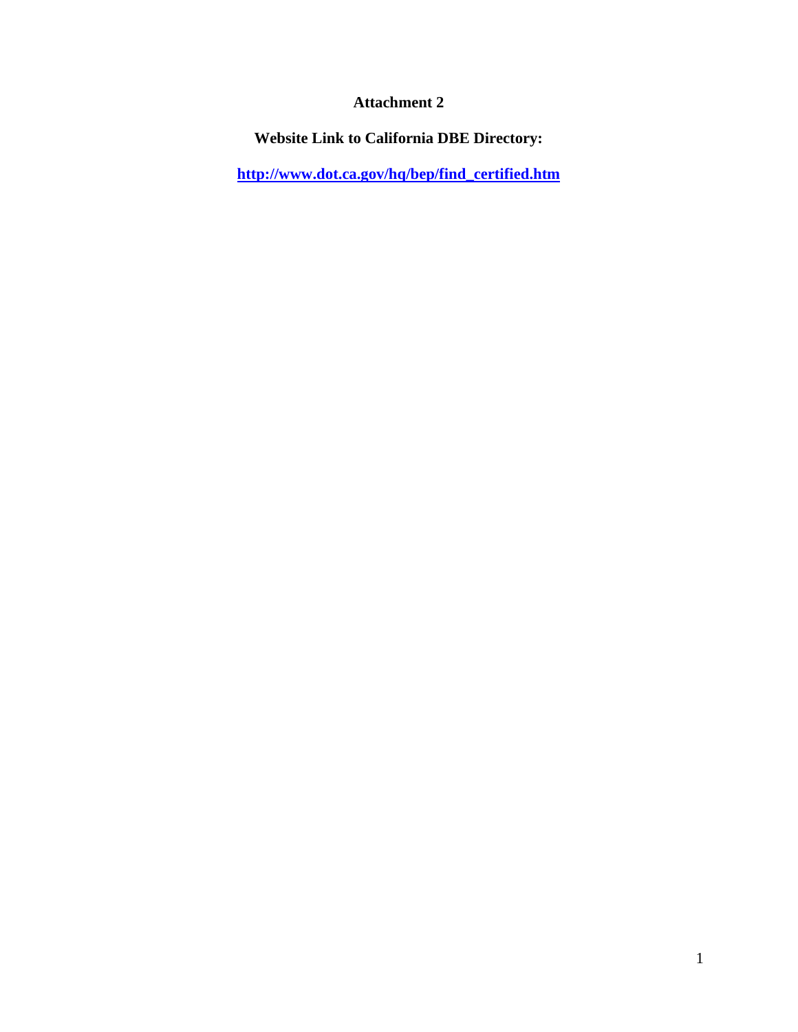# Attachment 2

**Website Link to California DBE Directory:**

**http://www.dot.ca.gov/hq/bep/find_certified.htm**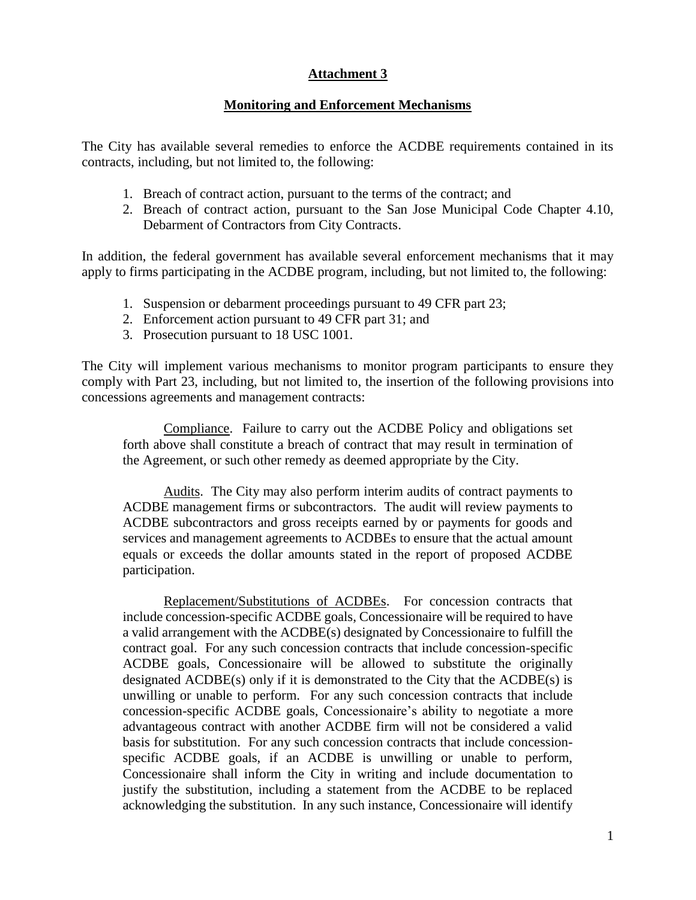## Attachment 3

### Monitoring and Enforcement Mechanisms

The City has available several remedies to enforce the ACDBE requirements contained in its contracts, including, but not limited to, the following:

1. Breach of contract action, pursuant to the terms of the contract; and
2. Breach of contract action, pursuant to the San Jose Municipal Code Chapter 4.10, Debarment of Contractors from City Contracts.

In addition, the federal government has available several enforcement mechanisms that it may apply to firms participating in the ACDBE program, including, but not limited to, the following:

1. Suspension or debarment proceedings pursuant to 49 CFR part 23;
2. Enforcement action pursuant to 49 CFR part 31; and
3. Prosecution pursuant to 18 USC 1001.

The City will implement various mechanisms to monitor program participants to ensure they comply with Part 23, including, but not limited to, the insertion of the following provisions into concessions agreements and management contracts:

> Compliance. Failure to carry out the ACDBE Policy and obligations set forth above shall constitute a breach of contract that may result in termination of the Agreement, or such other remedy as deemed appropriate by the City.
>
> Audits. The City may also perform interim audits of contract payments to ACDBE management firms or subcontractors. The audit will review payments to ACDBE subcontractors and gross receipts earned by or payments for goods and services and management agreements to ACDBEs to ensure that the actual amount equals or exceeds the dollar amounts stated in the report of proposed ACDBE participation.
>
> Replacement/Substitutions of ACDBEs. For concession contracts that include concession-specific ACDBE goals, Concessionaire will be required to have a valid arrangement with the ACDBE(s) designated by Concessionaire to fulfill the contract goal. For any such concession contracts that include concession-specific ACDBE goals, Concessionaire will be allowed to substitute the originally designated ACDBE(s) only if it is demonstrated to the City that the ACDBE(s) is unwilling or unable to perform. For any such concession contracts that include concession-specific ACDBE goals, Concessionaire's ability to negotiate a more advantageous contract with another ACDBE firm will not be considered a valid basis for substitution. For any such concession contracts that include concession-specific ACDBE goals, if an ACDBE is unwilling or unable to perform, Concessionaire shall inform the City in writing and include documentation to justify the substitution, including a statement from the ACDBE to be replaced acknowledging the substitution. In any such instance, Concessionaire will identify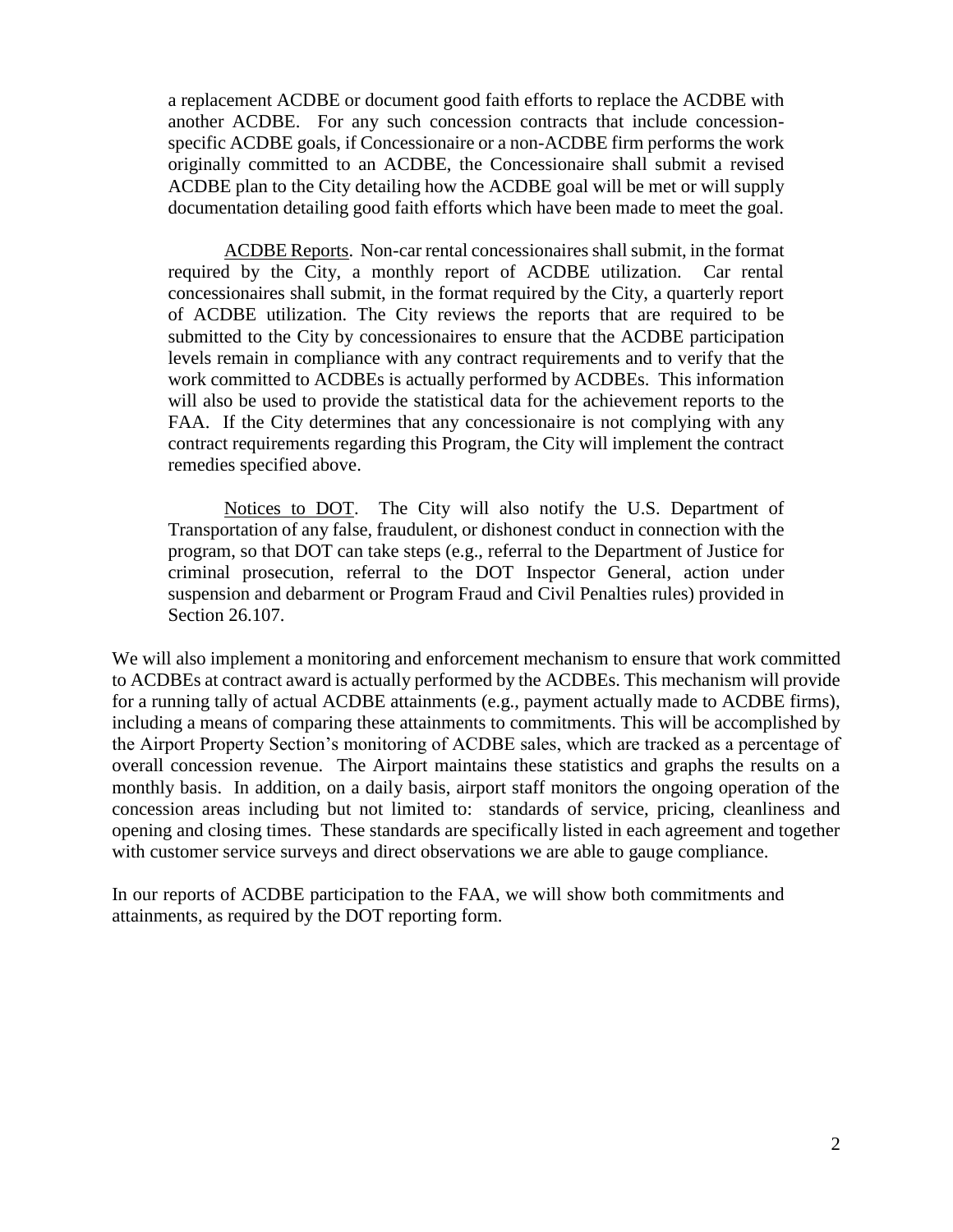a replacement ACDBE or document good faith efforts to replace the ACDBE with another ACDBE. For any such concession contracts that include concession-specific ACDBE goals, if Concessionaire or a non-ACDBE firm performs the work originally committed to an ACDBE, the Concessionaire shall submit a revised ACDBE plan to the City detailing how the ACDBE goal will be met or will supply documentation detailing good faith efforts which have been made to meet the goal.

ACDBE Reports. Non-car rental concessionaires shall submit, in the format required by the City, a monthly report of ACDBE utilization. Car rental concessionaires shall submit, in the format required by the City, a quarterly report of ACDBE utilization. The City reviews the reports that are required to be submitted to the City by concessionaires to ensure that the ACDBE participation levels remain in compliance with any contract requirements and to verify that the work committed to ACDBEs is actually performed by ACDBEs. This information will also be used to provide the statistical data for the achievement reports to the FAA. If the City determines that any concessionaire is not complying with any contract requirements regarding this Program, the City will implement the contract remedies specified above.

Notices to DOT. The City will also notify the U.S. Department of Transportation of any false, fraudulent, or dishonest conduct in connection with the program, so that DOT can take steps (e.g., referral to the Department of Justice for criminal prosecution, referral to the DOT Inspector General, action under suspension and debarment or Program Fraud and Civil Penalties rules) provided in Section 26.107.

We will also implement a monitoring and enforcement mechanism to ensure that work committed to ACDBEs at contract award is actually performed by the ACDBEs. This mechanism will provide for a running tally of actual ACDBE attainments (e.g., payment actually made to ACDBE firms), including a means of comparing these attainments to commitments. This will be accomplished by the Airport Property Section's monitoring of ACDBE sales, which are tracked as a percentage of overall concession revenue. The Airport maintains these statistics and graphs the results on a monthly basis. In addition, on a daily basis, airport staff monitors the ongoing operation of the concession areas including but not limited to: standards of service, pricing, cleanliness and opening and closing times. These standards are specifically listed in each agreement and together with customer service surveys and direct observations we are able to gauge compliance.

In our reports of ACDBE participation to the FAA, we will show both commitments and attainments, as required by the DOT reporting form.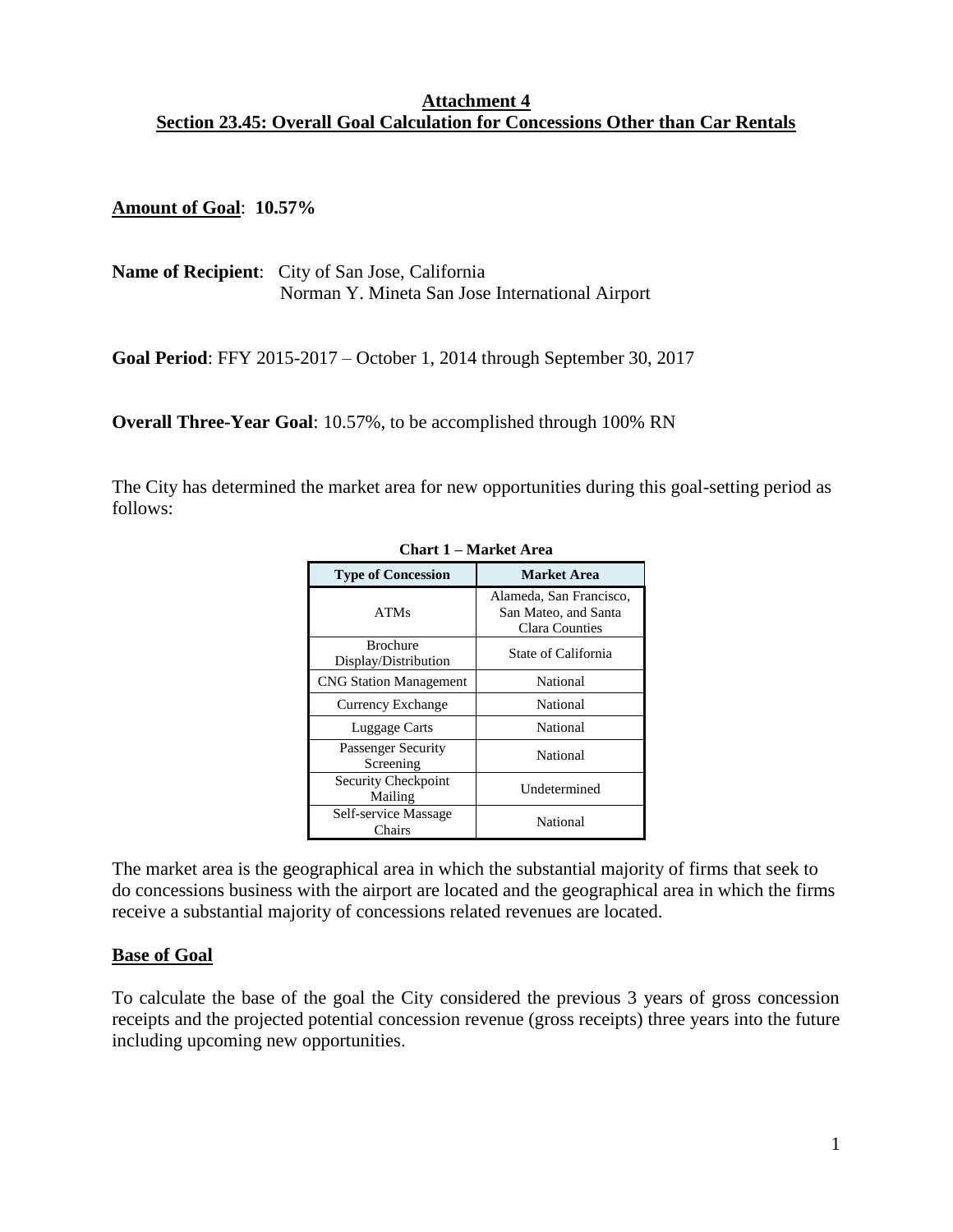**Attachment 4**
**Section 23.45: Overall Goal Calculation for Concessions Other than Car Rentals**

**Amount of Goal**: **10.57%**

**Name of Recipient**: City of San Jose, California
Norman Y. Mineta San Jose International Airport

**Goal Period**: FFY 2015-2017 – October 1, 2014 through September 30, 2017

**Overall Three-Year Goal**: 10.57%, to be accomplished through 100% RN

The City has determined the market area for new opportunities during this goal-setting period as follows:

**Chart 1 – Market Area**

| Type of Concession | Market Area |
|---|---|
| ATMs | Alameda, San Francisco, San Mateo, and Santa Clara Counties |
| Brochure Display/Distribution | State of California |
| CNG Station Management | National |
| Currency Exchange | National |
| Luggage Carts | National |
| Passenger Security Screening | National |
| Security Checkpoint Mailing | Undetermined |
| Self-service Massage Chairs | National |

The market area is the geographical area in which the substantial majority of firms that seek to do concessions business with the airport are located and the geographical area in which the firms receive a substantial majority of concessions related revenues are located.

**Base of Goal**

To calculate the base of the goal the City considered the previous 3 years of gross concession receipts and the projected potential concession revenue (gross receipts) three years into the future including upcoming new opportunities.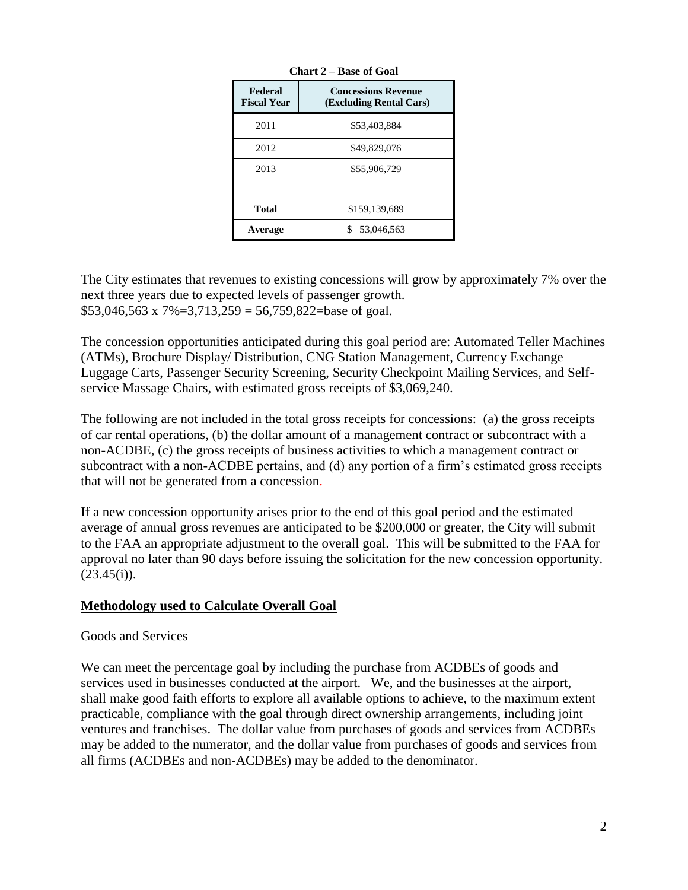**Chart 2 – Base of Goal**

| Federal Fiscal Year | Concessions Revenue (Excluding Rental Cars) |
|---|---|
| 2011 | $53,403,884 |
| 2012 | $49,829,076 |
| 2013 | $55,906,729 |
| | |
| **Total** | $159,139,689 |
| **Average** | $ 53,046,563 |

The City estimates that revenues to existing concessions will grow by approximately 7% over the next three years due to expected levels of passenger growth.
$53,046,563 x 7%=3,713,259 = 56,759,822=base of goal.

The concession opportunities anticipated during this goal period are: Automated Teller Machines (ATMs), Brochure Display/ Distribution, CNG Station Management, Currency Exchange Luggage Carts, Passenger Security Screening, Security Checkpoint Mailing Services, and Self-service Massage Chairs, with estimated gross receipts of $3,069,240.

The following are not included in the total gross receipts for concessions: (a) the gross receipts of car rental operations, (b) the dollar amount of a management contract or subcontract with a non-ACDBE, (c) the gross receipts of business activities to which a management contract or subcontract with a non-ACDBE pertains, and (d) any portion of a firm's estimated gross receipts that will not be generated from a concession.

If a new concession opportunity arises prior to the end of this goal period and the estimated average of annual gross revenues are anticipated to be $200,000 or greater, the City will submit to the FAA an appropriate adjustment to the overall goal. This will be submitted to the FAA for approval no later than 90 days before issuing the solicitation for the new concession opportunity. (23.45(i)).

## Methodology used to Calculate Overall Goal

Goods and Services

We can meet the percentage goal by including the purchase from ACDBEs of goods and services used in businesses conducted at the airport. We, and the businesses at the airport, shall make good faith efforts to explore all available options to achieve, to the maximum extent practicable, compliance with the goal through direct ownership arrangements, including joint ventures and franchises. The dollar value from purchases of goods and services from ACDBEs may be added to the numerator, and the dollar value from purchases of goods and services from all firms (ACDBEs and non-ACDBEs) may be added to the denominator.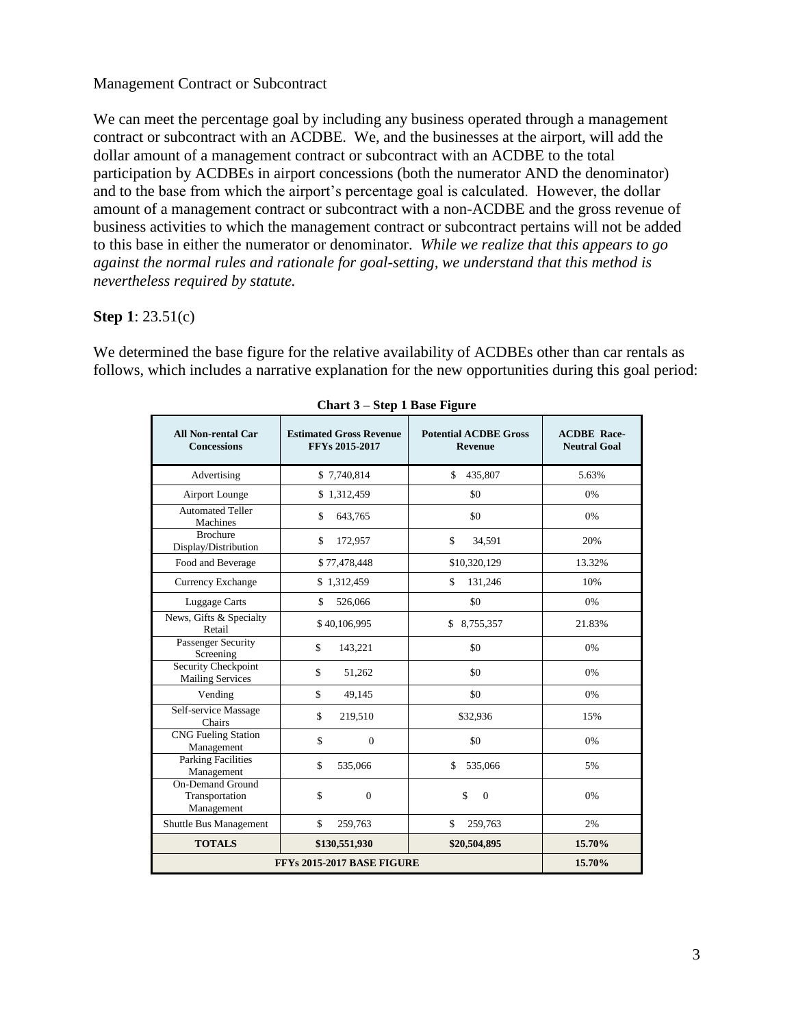Management Contract or Subcontract

We can meet the percentage goal by including any business operated through a management contract or subcontract with an ACDBE. We, and the businesses at the airport, will add the dollar amount of a management contract or subcontract with an ACDBE to the total participation by ACDBEs in airport concessions (both the numerator AND the denominator) and to the base from which the airport's percentage goal is calculated. However, the dollar amount of a management contract or subcontract with a non-ACDBE and the gross revenue of business activities to which the management contract or subcontract pertains will not be added to this base in either the numerator or denominator. *While we realize that this appears to go against the normal rules and rationale for goal-setting, we understand that this method is nevertheless required by statute.*

**Step 1**: 23.51(c)

We determined the base figure for the relative availability of ACDBEs other than car rentals as follows, which includes a narrative explanation for the new opportunities during this goal period:

**Chart 3 – Step 1 Base Figure**

| All Non-rental Car Concessions | Estimated Gross Revenue FFYs 2015-2017 | Potential ACDBE Gross Revenue | ACDBE Race-Neutral Goal |
|---|---|---|---|
| Advertising | $ 7,740,814 | $ 435,807 | 5.63% |
| Airport Lounge | $ 1,312,459 | $0 | 0% |
| Automated Teller Machines | $ 643,765 | $0 | 0% |
| Brochure Display/Distribution | $ 172,957 | $ 34,591 | 20% |
| Food and Beverage | $ 77,478,448 | $10,320,129 | 13.32% |
| Currency Exchange | $ 1,312,459 | $ 131,246 | 10% |
| Luggage Carts | $ 526,066 | $0 | 0% |
| News, Gifts & Specialty Retail | $ 40,106,995 | $ 8,755,357 | 21.83% |
| Passenger Security Screening | $ 143,221 | $0 | 0% |
| Security Checkpoint Mailing Services | $ 51,262 | $0 | 0% |
| Vending | $ 49,145 | $0 | 0% |
| Self-service Massage Chairs | $ 219,510 | $32,936 | 15% |
| CNG Fueling Station Management | $ 0 | $0 | 0% |
| Parking Facilities Management | $ 535,066 | $ 535,066 | 5% |
| On-Demand Ground Transportation Management | $ 0 | $ 0 | 0% |
| Shuttle Bus Management | $ 259,763 | $ 259,763 | 2% |
| **TOTALS** | **$130,551,930** | **$20,504,895** | **15.70%** |
| **FFYs 2015-2017 BASE FIGURE** | | | **15.70%** |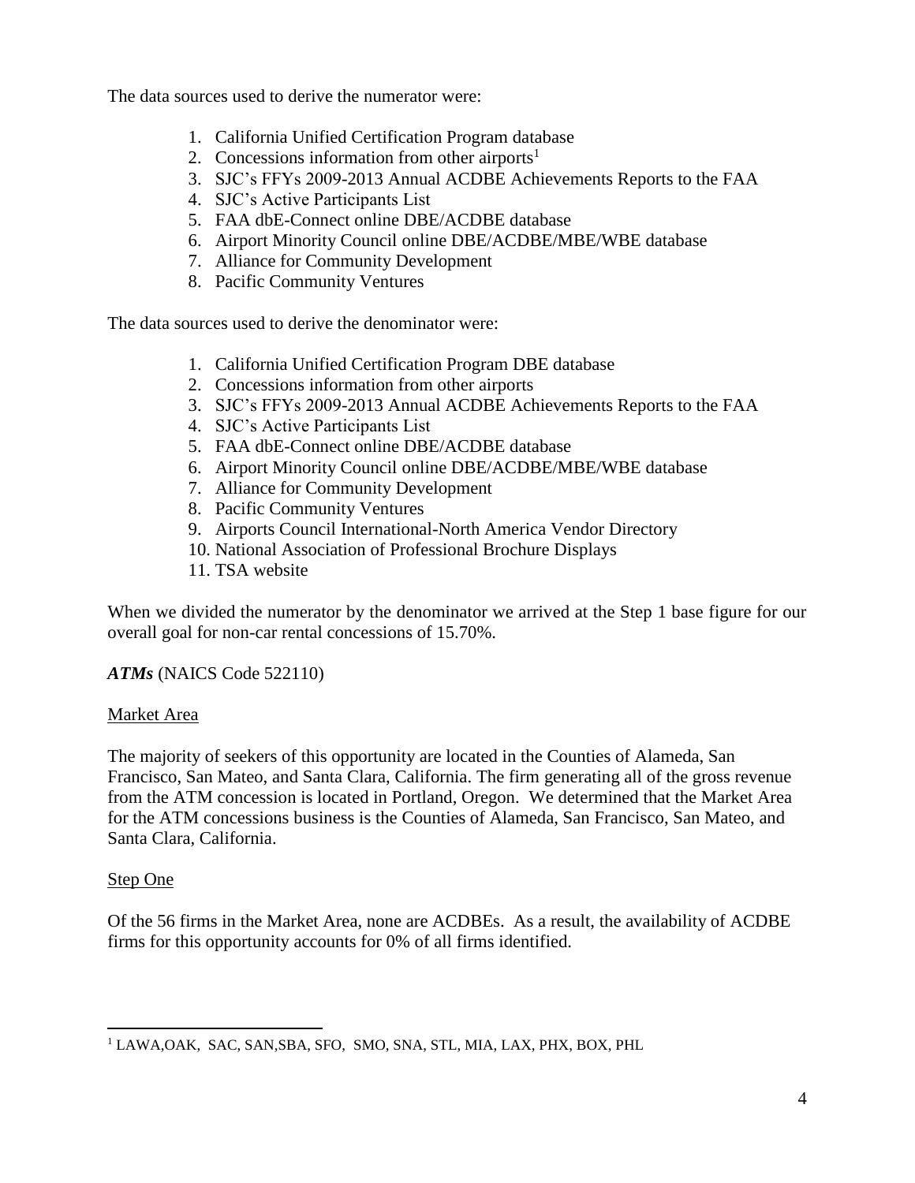The data sources used to derive the numerator were:

1. California Unified Certification Program database
2. Concessions information from other airports[1]
3. SJC's FFYs 2009-2013 Annual ACDBE Achievements Reports to the FAA
4. SJC's Active Participants List
5. FAA dbE-Connect online DBE/ACDBE database
6. Airport Minority Council online DBE/ACDBE/MBE/WBE database
7. Alliance for Community Development
8. Pacific Community Ventures

The data sources used to derive the denominator were:

1. California Unified Certification Program DBE database
2. Concessions information from other airports
3. SJC's FFYs 2009-2013 Annual ACDBE Achievements Reports to the FAA
4. SJC's Active Participants List
5. FAA dbE-Connect online DBE/ACDBE database
6. Airport Minority Council online DBE/ACDBE/MBE/WBE database
7. Alliance for Community Development
8. Pacific Community Ventures
9. Airports Council International-North America Vendor Directory
10. National Association of Professional Brochure Displays
11. TSA website

When we divided the numerator by the denominator we arrived at the Step 1 base figure for our overall goal for non-car rental concessions of 15.70%.

***ATMs*** (NAICS Code 522110)

Market Area

The majority of seekers of this opportunity are located in the Counties of Alameda, San Francisco, San Mateo, and Santa Clara, California. The firm generating all of the gross revenue from the ATM concession is located in Portland, Oregon. We determined that the Market Area for the ATM concessions business is the Counties of Alameda, San Francisco, San Mateo, and Santa Clara, California.

Step One

Of the 56 firms in the Market Area, none are ACDBEs. As a result, the availability of ACDBE firms for this opportunity accounts for 0% of all firms identified.

[1] LAWA,OAK, SAC, SAN,SBA, SFO, SMO, SNA, STL, MIA, LAX, PHX, BOX, PHL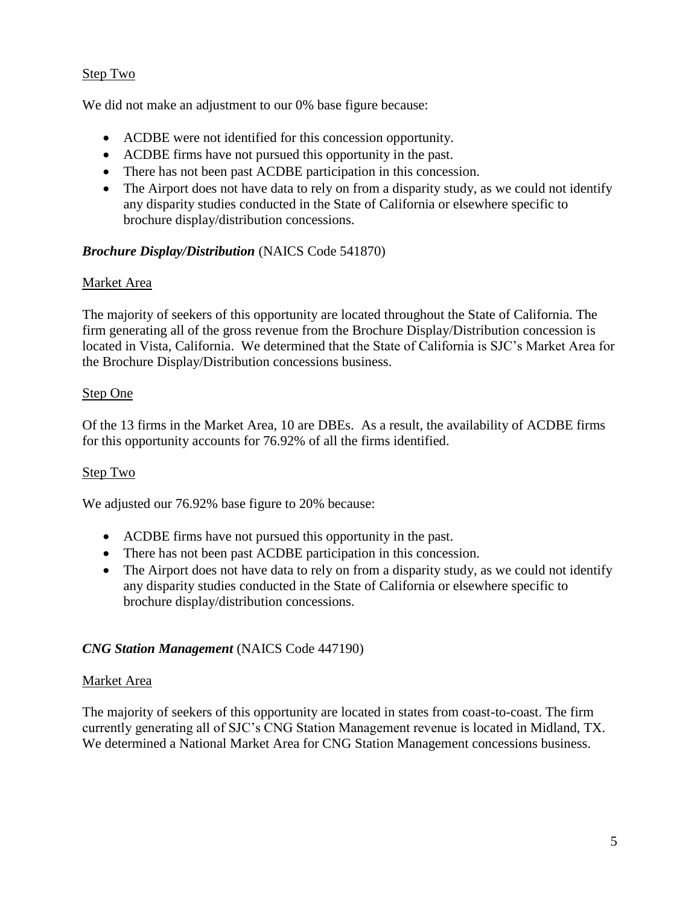Step Two

We did not make an adjustment to our 0% base figure because:

- ACDBE were not identified for this concession opportunity.
- ACDBE firms have not pursued this opportunity in the past.
- There has not been past ACDBE participation in this concession.
- The Airport does not have data to rely on from a disparity study, as we could not identify any disparity studies conducted in the State of California or elsewhere specific to brochure display/distribution concessions.

***Brochure Display/Distribution*** (NAICS Code 541870)

Market Area

The majority of seekers of this opportunity are located throughout the State of California. The firm generating all of the gross revenue from the Brochure Display/Distribution concession is located in Vista, California. We determined that the State of California is SJC's Market Area for the Brochure Display/Distribution concessions business.

Step One

Of the 13 firms in the Market Area, 10 are DBEs. As a result, the availability of ACDBE firms for this opportunity accounts for 76.92% of all the firms identified.

Step Two

We adjusted our 76.92% base figure to 20% because:

- ACDBE firms have not pursued this opportunity in the past.
- There has not been past ACDBE participation in this concession.
- The Airport does not have data to rely on from a disparity study, as we could not identify any disparity studies conducted in the State of California or elsewhere specific to brochure display/distribution concessions.

***CNG Station Management*** (NAICS Code 447190)

Market Area

The majority of seekers of this opportunity are located in states from coast-to-coast. The firm currently generating all of SJC's CNG Station Management revenue is located in Midland, TX. We determined a National Market Area for CNG Station Management concessions business.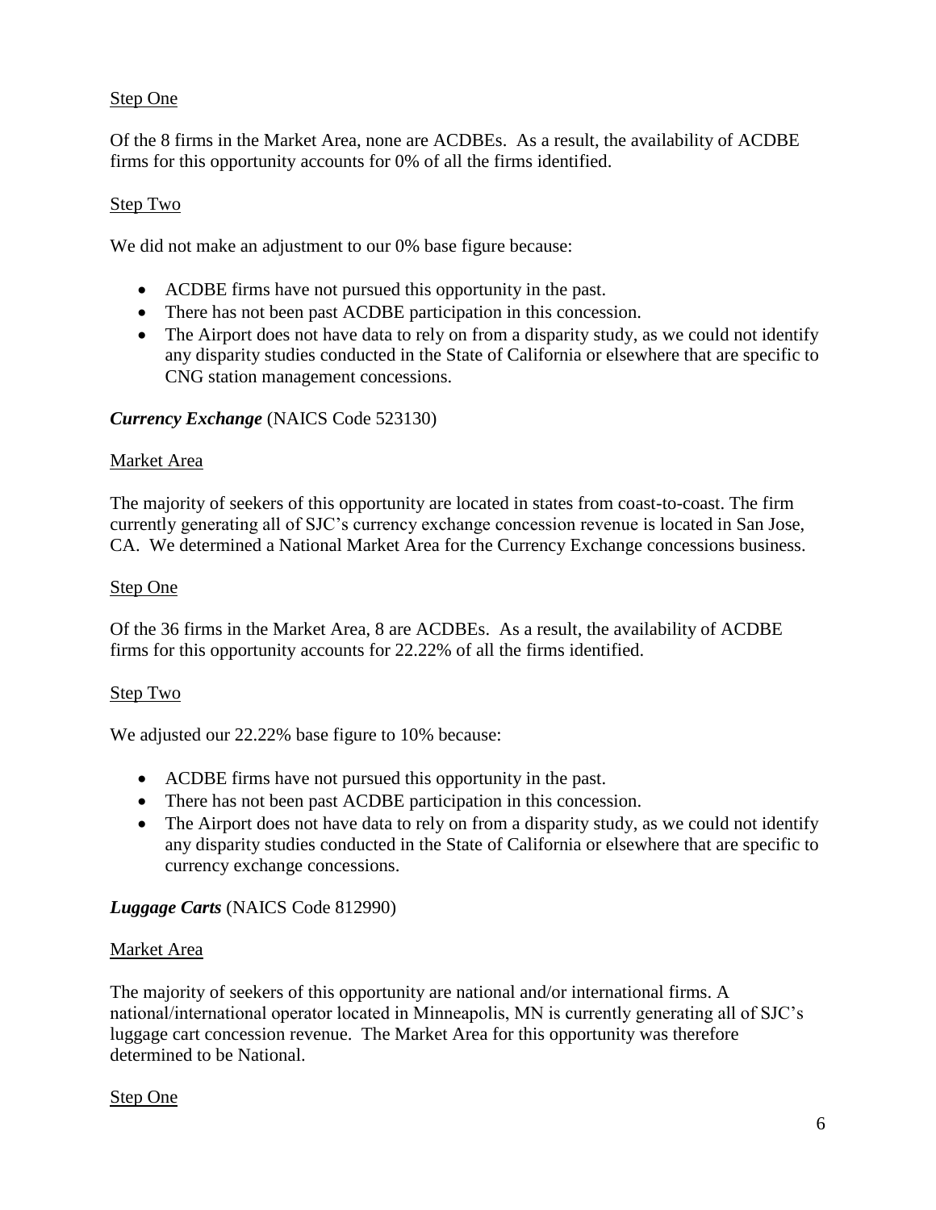Step One

Of the 8 firms in the Market Area, none are ACDBEs. As a result, the availability of ACDBE firms for this opportunity accounts for 0% of all the firms identified.

Step Two

We did not make an adjustment to our 0% base figure because:

- ACDBE firms have not pursued this opportunity in the past.
- There has not been past ACDBE participation in this concession.
- The Airport does not have data to rely on from a disparity study, as we could not identify any disparity studies conducted in the State of California or elsewhere that are specific to CNG station management concessions.

***Currency Exchange*** (NAICS Code 523130)

Market Area

The majority of seekers of this opportunity are located in states from coast-to-coast. The firm currently generating all of SJC's currency exchange concession revenue is located in San Jose, CA. We determined a National Market Area for the Currency Exchange concessions business.

Step One

Of the 36 firms in the Market Area, 8 are ACDBEs. As a result, the availability of ACDBE firms for this opportunity accounts for 22.22% of all the firms identified.

Step Two

We adjusted our 22.22% base figure to 10% because:

- ACDBE firms have not pursued this opportunity in the past.
- There has not been past ACDBE participation in this concession.
- The Airport does not have data to rely on from a disparity study, as we could not identify any disparity studies conducted in the State of California or elsewhere that are specific to currency exchange concessions.

***Luggage Carts*** (NAICS Code 812990)

Market Area

The majority of seekers of this opportunity are national and/or international firms. A national/international operator located in Minneapolis, MN is currently generating all of SJC's luggage cart concession revenue. The Market Area for this opportunity was therefore determined to be National.

Step One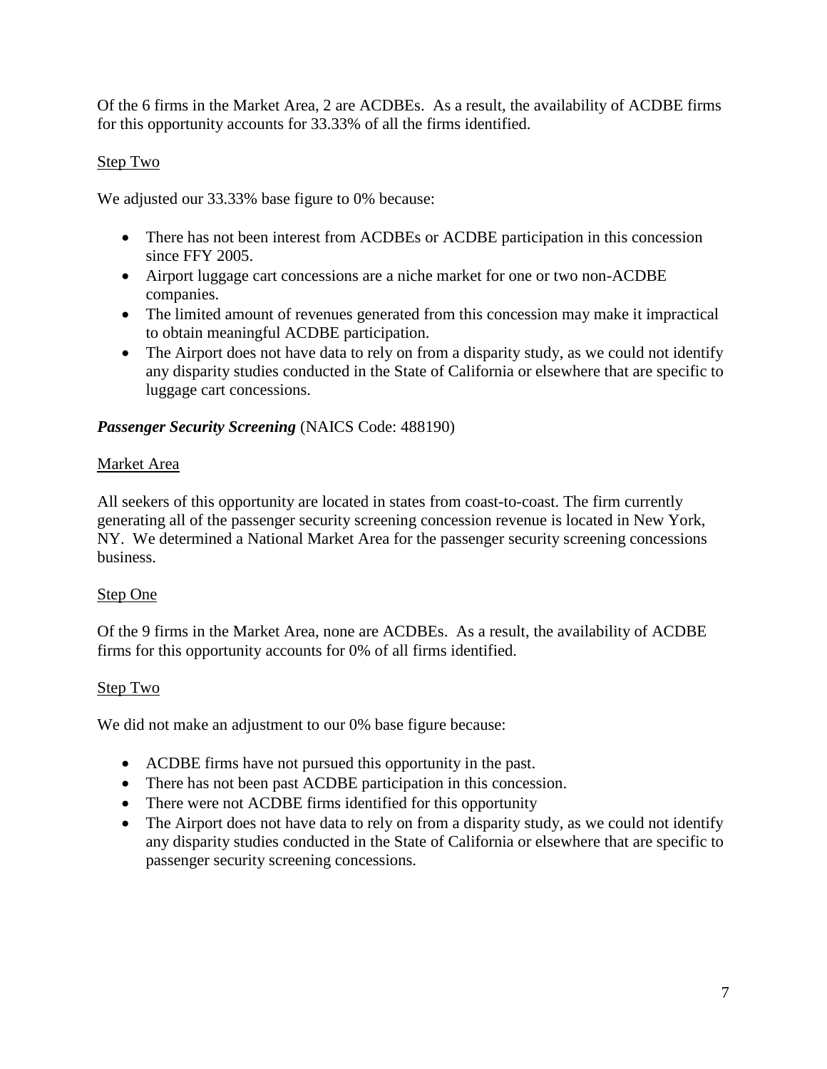Of the 6 firms in the Market Area, 2 are ACDBEs. As a result, the availability of ACDBE firms for this opportunity accounts for 33.33% of all the firms identified.

Step Two

We adjusted our 33.33% base figure to 0% because:

- There has not been interest from ACDBEs or ACDBE participation in this concession since FFY 2005.
- Airport luggage cart concessions are a niche market for one or two non-ACDBE companies.
- The limited amount of revenues generated from this concession may make it impractical to obtain meaningful ACDBE participation.
- The Airport does not have data to rely on from a disparity study, as we could not identify any disparity studies conducted in the State of California or elsewhere that are specific to luggage cart concessions.

***Passenger Security Screening*** (NAICS Code: 488190)

Market Area

All seekers of this opportunity are located in states from coast-to-coast. The firm currently generating all of the passenger security screening concession revenue is located in New York, NY. We determined a National Market Area for the passenger security screening concessions business.

Step One

Of the 9 firms in the Market Area, none are ACDBEs. As a result, the availability of ACDBE firms for this opportunity accounts for 0% of all firms identified.

Step Two

We did not make an adjustment to our 0% base figure because:

- ACDBE firms have not pursued this opportunity in the past.
- There has not been past ACDBE participation in this concession.
- There were not ACDBE firms identified for this opportunity
- The Airport does not have data to rely on from a disparity study, as we could not identify any disparity studies conducted in the State of California or elsewhere that are specific to passenger security screening concessions.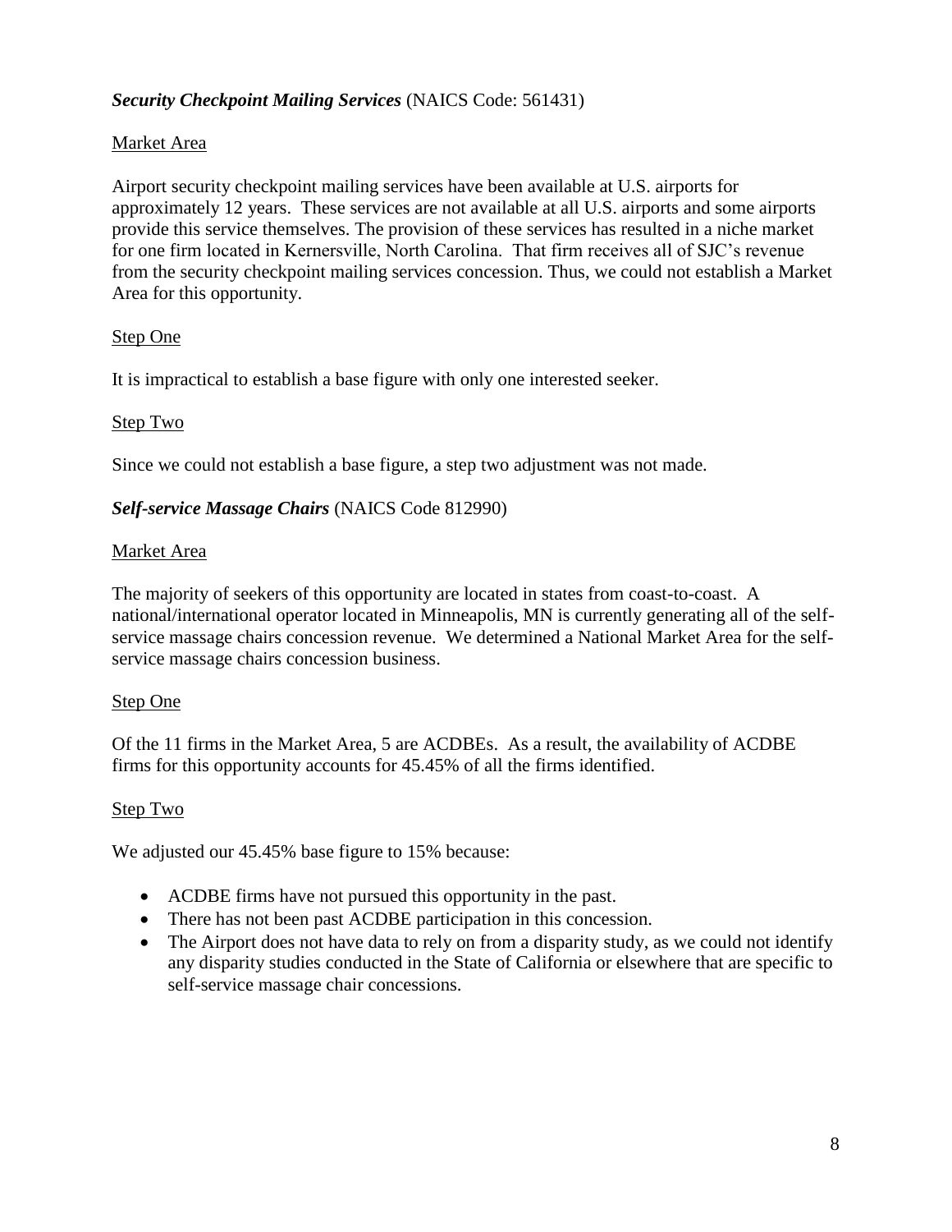***Security Checkpoint Mailing Services*** (NAICS Code: 561431)

Market Area

Airport security checkpoint mailing services have been available at U.S. airports for approximately 12 years. These services are not available at all U.S. airports and some airports provide this service themselves. The provision of these services has resulted in a niche market for one firm located in Kernersville, North Carolina. That firm receives all of SJC's revenue from the security checkpoint mailing services concession. Thus, we could not establish a Market Area for this opportunity.

Step One

It is impractical to establish a base figure with only one interested seeker.

Step Two

Since we could not establish a base figure, a step two adjustment was not made.

***Self-service Massage Chairs*** (NAICS Code 812990)

Market Area

The majority of seekers of this opportunity are located in states from coast-to-coast. A national/international operator located in Minneapolis, MN is currently generating all of the self-service massage chairs concession revenue. We determined a National Market Area for the self-service massage chairs concession business.

Step One

Of the 11 firms in the Market Area, 5 are ACDBEs. As a result, the availability of ACDBE firms for this opportunity accounts for 45.45% of all the firms identified.

Step Two

We adjusted our 45.45% base figure to 15% because:

- ACDBE firms have not pursued this opportunity in the past.
- There has not been past ACDBE participation in this concession.
- The Airport does not have data to rely on from a disparity study, as we could not identify any disparity studies conducted in the State of California or elsewhere that are specific to self-service massage chair concessions.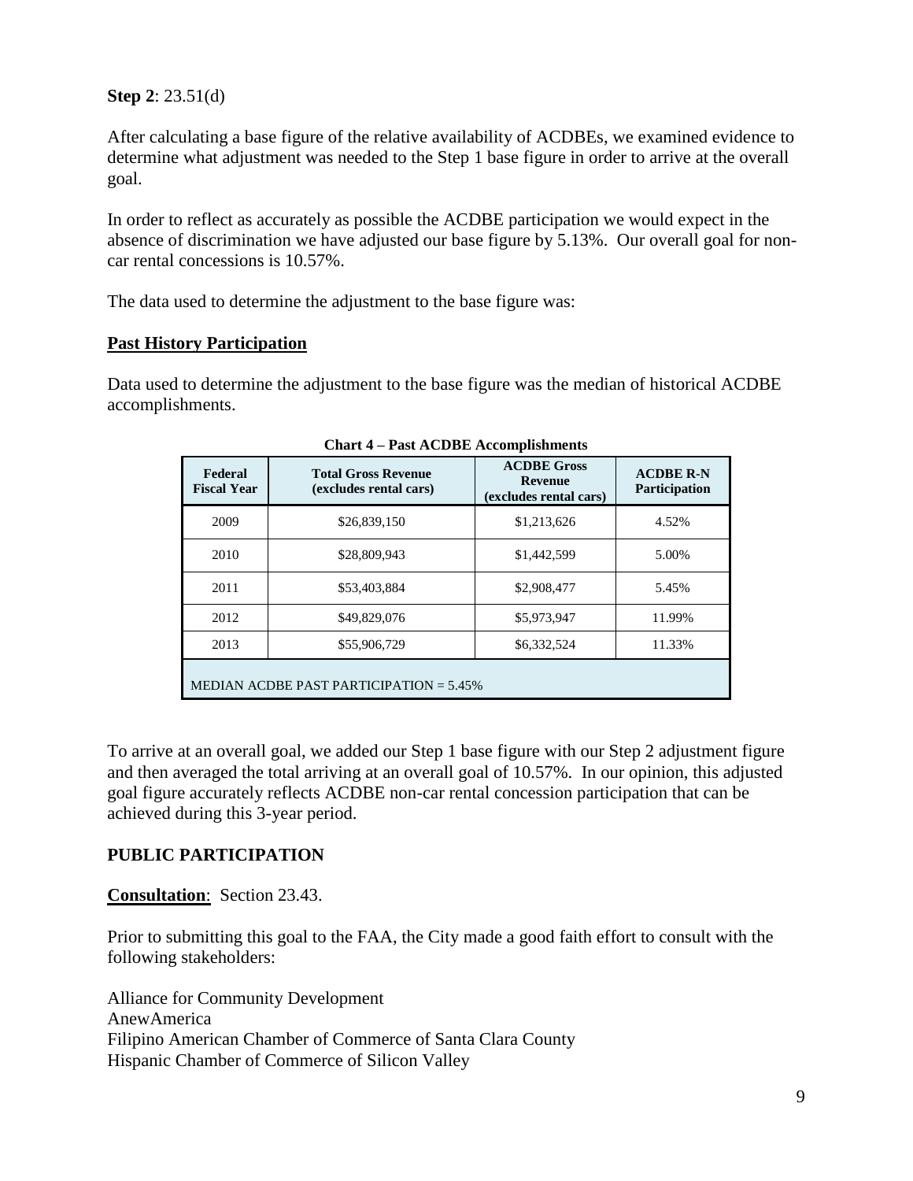**Step 2**: 23.51(d)

After calculating a base figure of the relative availability of ACDBEs, we examined evidence to determine what adjustment was needed to the Step 1 base figure in order to arrive at the overall goal.

In order to reflect as accurately as possible the ACDBE participation we would expect in the absence of discrimination we have adjusted our base figure by 5.13%. Our overall goal for non-car rental concessions is 10.57%.

The data used to determine the adjustment to the base figure was:

**Past History Participation**

Data used to determine the adjustment to the base figure was the median of historical ACDBE accomplishments.

**Chart 4 – Past ACDBE Accomplishments**

| Federal Fiscal Year | Total Gross Revenue (excludes rental cars) | ACDBE Gross Revenue (excludes rental cars) | ACDBE R-N Participation |
|---|---|---|---|
| 2009 | $26,839,150 | $1,213,626 | 4.52% |
| 2010 | $28,809,943 | $1,442,599 | 5.00% |
| 2011 | $53,403,884 | $2,908,477 | 5.45% |
| 2012 | $49,829,076 | $5,973,947 | 11.99% |
| 2013 | $55,906,729 | $6,332,524 | 11.33% |
| MEDIAN ACDBE PAST PARTICIPATION = 5.45% | | | |

To arrive at an overall goal, we added our Step 1 base figure with our Step 2 adjustment figure and then averaged the total arriving at an overall goal of 10.57%. In our opinion, this adjusted goal figure accurately reflects ACDBE non-car rental concession participation that can be achieved during this 3-year period.

## PUBLIC PARTICIPATION

**Consultation**: Section 23.43.

Prior to submitting this goal to the FAA, the City made a good faith effort to consult with the following stakeholders:

Alliance for Community Development
AnewAmerica
Filipino American Chamber of Commerce of Santa Clara County
Hispanic Chamber of Commerce of Silicon Valley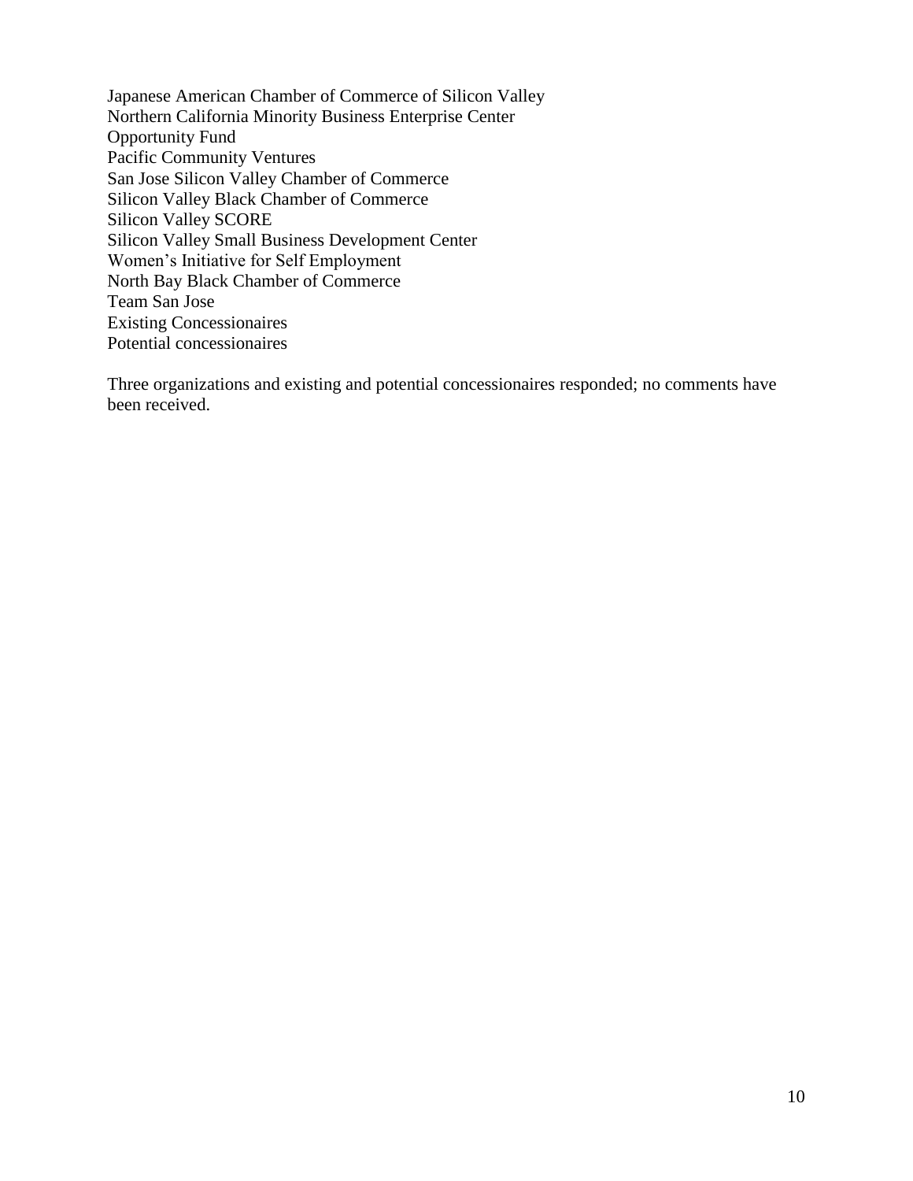Japanese American Chamber of Commerce of Silicon Valley
Northern California Minority Business Enterprise Center
Opportunity Fund
Pacific Community Ventures
San Jose Silicon Valley Chamber of Commerce
Silicon Valley Black Chamber of Commerce
Silicon Valley SCORE
Silicon Valley Small Business Development Center
Women's Initiative for Self Employment
North Bay Black Chamber of Commerce
Team San Jose
Existing Concessionaires
Potential concessionaires

Three organizations and existing and potential concessionaires responded; no comments have been received.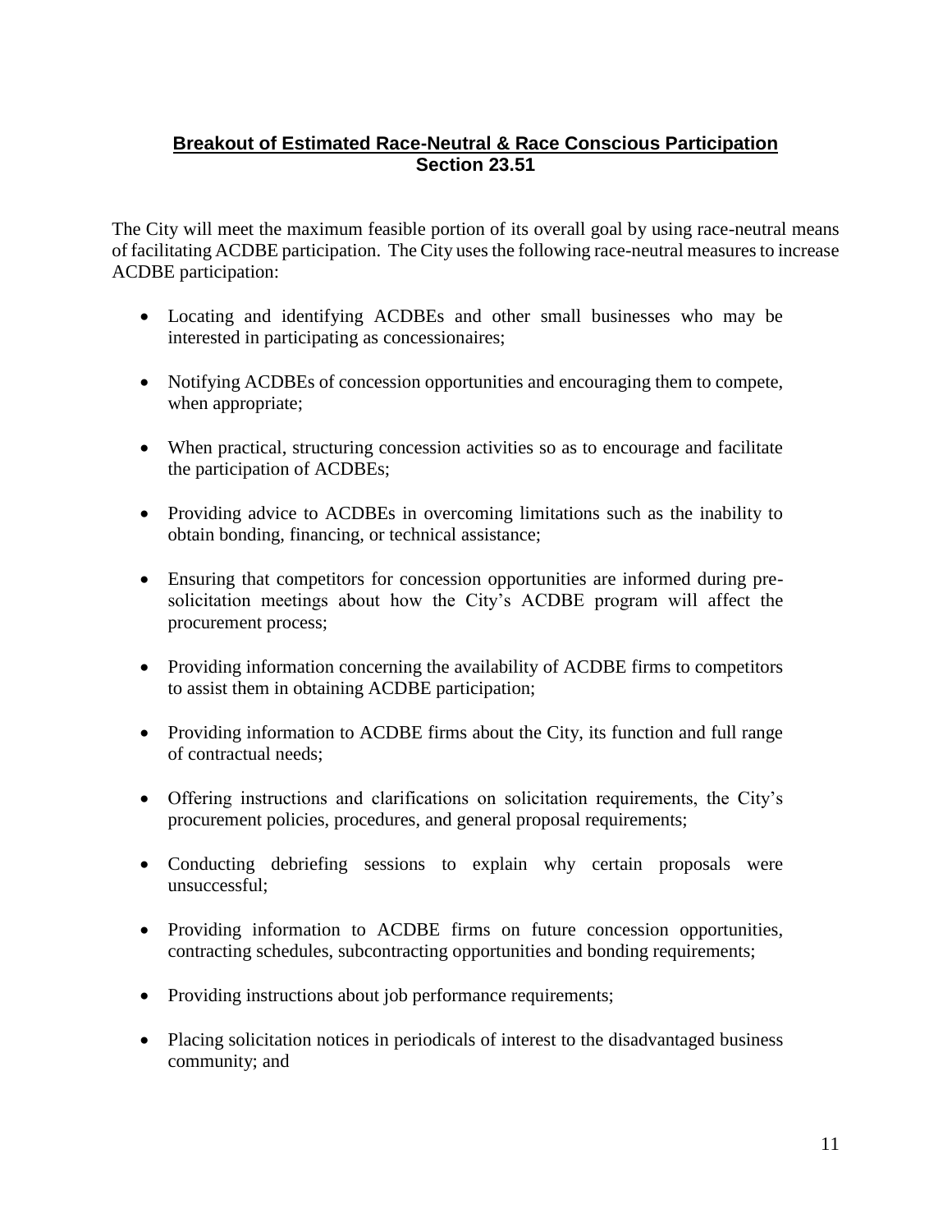## Breakout of Estimated Race-Neutral & Race Conscious Participation
## Section 23.51

The City will meet the maximum feasible portion of its overall goal by using race-neutral means of facilitating ACDBE participation. The City uses the following race-neutral measures to increase ACDBE participation:

- Locating and identifying ACDBEs and other small businesses who may be interested in participating as concessionaires;
- Notifying ACDBEs of concession opportunities and encouraging them to compete, when appropriate;
- When practical, structuring concession activities so as to encourage and facilitate the participation of ACDBEs;
- Providing advice to ACDBEs in overcoming limitations such as the inability to obtain bonding, financing, or technical assistance;
- Ensuring that competitors for concession opportunities are informed during pre-solicitation meetings about how the City's ACDBE program will affect the procurement process;
- Providing information concerning the availability of ACDBE firms to competitors to assist them in obtaining ACDBE participation;
- Providing information to ACDBE firms about the City, its function and full range of contractual needs;
- Offering instructions and clarifications on solicitation requirements, the City's procurement policies, procedures, and general proposal requirements;
- Conducting debriefing sessions to explain why certain proposals were unsuccessful;
- Providing information to ACDBE firms on future concession opportunities, contracting schedules, subcontracting opportunities and bonding requirements;
- Providing instructions about job performance requirements;
- Placing solicitation notices in periodicals of interest to the disadvantaged business community; and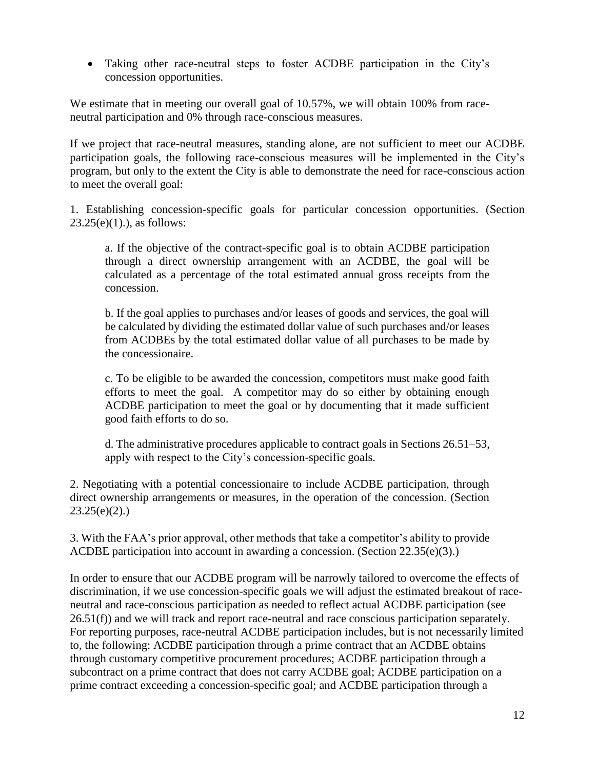- Taking other race-neutral steps to foster ACDBE participation in the City's concession opportunities.

We estimate that in meeting our overall goal of 10.57%, we will obtain 100% from race-neutral participation and 0% through race-conscious measures.

If we project that race-neutral measures, standing alone, are not sufficient to meet our ACDBE participation goals, the following race-conscious measures will be implemented in the City's program, but only to the extent the City is able to demonstrate the need for race-conscious action to meet the overall goal:

1. Establishing concession-specific goals for particular concession opportunities. (Section 23.25(e)(1).), as follows:

   a. If the objective of the contract-specific goal is to obtain ACDBE participation through a direct ownership arrangement with an ACDBE, the goal will be calculated as a percentage of the total estimated annual gross receipts from the concession.

   b. If the goal applies to purchases and/or leases of goods and services, the goal will be calculated by dividing the estimated dollar value of such purchases and/or leases from ACDBEs by the total estimated dollar value of all purchases to be made by the concessionaire.

   c. To be eligible to be awarded the concession, competitors must make good faith efforts to meet the goal. A competitor may do so either by obtaining enough ACDBE participation to meet the goal or by documenting that it made sufficient good faith efforts to do so.

   d. The administrative procedures applicable to contract goals in Sections 26.51–53, apply with respect to the City's concession-specific goals.

2. Negotiating with a potential concessionaire to include ACDBE participation, through direct ownership arrangements or measures, in the operation of the concession. (Section 23.25(e)(2).)

3. With the FAA's prior approval, other methods that take a competitor's ability to provide ACDBE participation into account in awarding a concession. (Section 22.35(e)(3).)

In order to ensure that our ACDBE program will be narrowly tailored to overcome the effects of discrimination, if we use concession-specific goals we will adjust the estimated breakout of race-neutral and race-conscious participation as needed to reflect actual ACDBE participation (see 26.51(f)) and we will track and report race-neutral and race conscious participation separately. For reporting purposes, race-neutral ACDBE participation includes, but is not necessarily limited to, the following: ACDBE participation through a prime contract that an ACDBE obtains through customary competitive procurement procedures; ACDBE participation through a subcontract on a prime contract that does not carry ACDBE goal; ACDBE participation on a prime contract exceeding a concession-specific goal; and ACDBE participation through a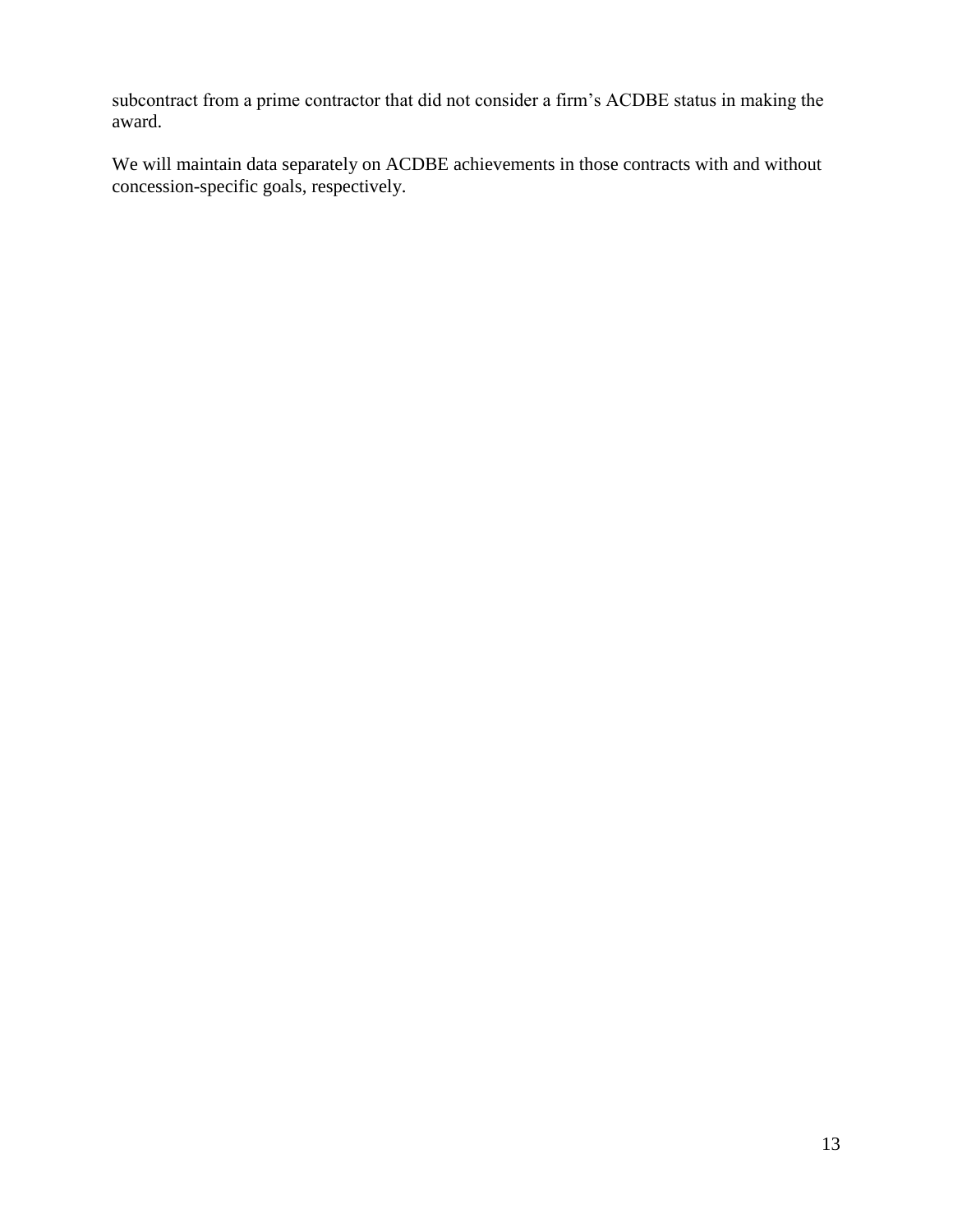subcontract from a prime contractor that did not consider a firm's ACDBE status in making the award.

We will maintain data separately on ACDBE achievements in those contracts with and without concession-specific goals, respectively.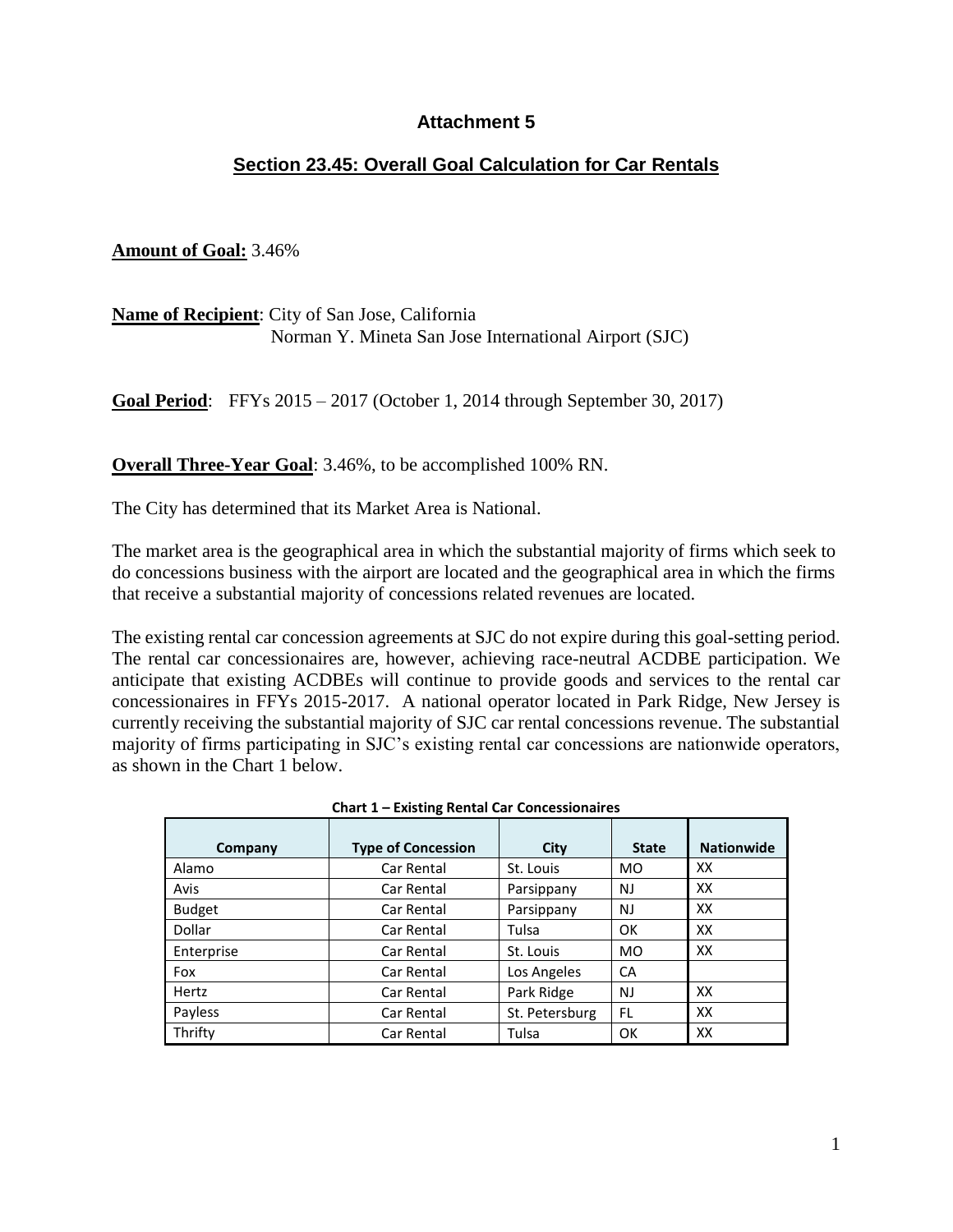# Attachment 5

## Section 23.45: Overall Goal Calculation for Car Rentals

**Amount of Goal:** 3.46%

**Name of Recipient**: City of San Jose, California
Norman Y. Mineta San Jose International Airport (SJC)

**Goal Period**: FFYs 2015 – 2017 (October 1, 2014 through September 30, 2017)

**Overall Three-Year Goal**: 3.46%, to be accomplished 100% RN.

The City has determined that its Market Area is National.

The market area is the geographical area in which the substantial majority of firms which seek to do concessions business with the airport are located and the geographical area in which the firms that receive a substantial majority of concessions related revenues are located.

The existing rental car concession agreements at SJC do not expire during this goal-setting period. The rental car concessionaires are, however, achieving race-neutral ACDBE participation. We anticipate that existing ACDBEs will continue to provide goods and services to the rental car concessionaires in FFYs 2015-2017. A national operator located in Park Ridge, New Jersey is currently receiving the substantial majority of SJC car rental concessions revenue. The substantial majority of firms participating in SJC's existing rental car concessions are nationwide operators, as shown in the Chart 1 below.

**Chart 1 – Existing Rental Car Concessionaires**

| Company | Type of Concession | City | State | Nationwide |
|---|---|---|---|---|
| Alamo | Car Rental | St. Louis | MO | XX |
| Avis | Car Rental | Parsippany | NJ | XX |
| Budget | Car Rental | Parsippany | NJ | XX |
| Dollar | Car Rental | Tulsa | OK | XX |
| Enterprise | Car Rental | St. Louis | MO | XX |
| Fox | Car Rental | Los Angeles | CA | |
| Hertz | Car Rental | Park Ridge | NJ | XX |
| Payless | Car Rental | St. Petersburg | FL | XX |
| Thrifty | Car Rental | Tulsa | OK | XX |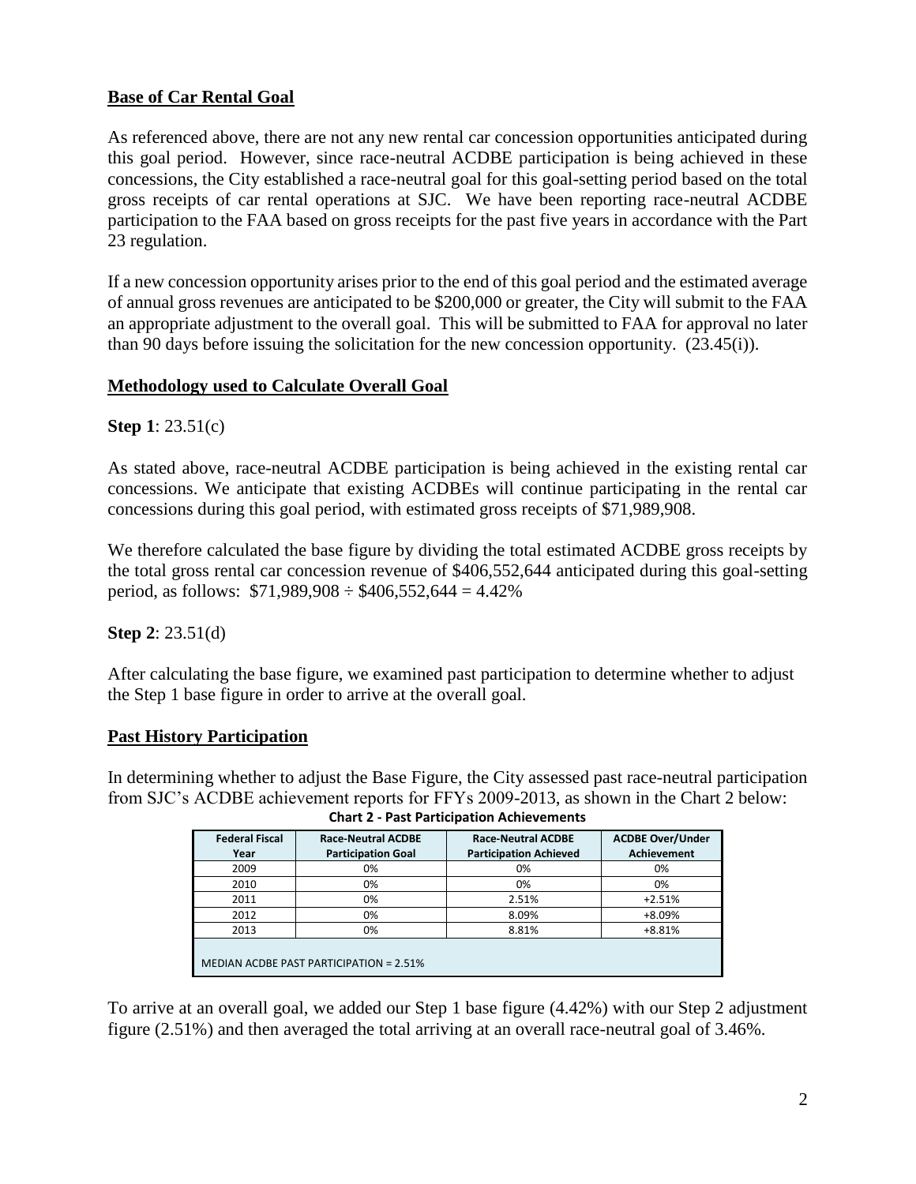**Base of Car Rental Goal**

As referenced above, there are not any new rental car concession opportunities anticipated during this goal period. However, since race-neutral ACDBE participation is being achieved in these concessions, the City established a race-neutral goal for this goal-setting period based on the total gross receipts of car rental operations at SJC. We have been reporting race-neutral ACDBE participation to the FAA based on gross receipts for the past five years in accordance with the Part 23 regulation.

If a new concession opportunity arises prior to the end of this goal period and the estimated average of annual gross revenues are anticipated to be $200,000 or greater, the City will submit to the FAA an appropriate adjustment to the overall goal. This will be submitted to FAA for approval no later than 90 days before issuing the solicitation for the new concession opportunity. (23.45(i)).

**Methodology used to Calculate Overall Goal**

**Step 1**: 23.51(c)

As stated above, race-neutral ACDBE participation is being achieved in the existing rental car concessions. We anticipate that existing ACDBEs will continue participating in the rental car concessions during this goal period, with estimated gross receipts of $71,989,908.

We therefore calculated the base figure by dividing the total estimated ACDBE gross receipts by the total gross rental car concession revenue of $406,552,644 anticipated during this goal-setting period, as follows: $71,989,908 ÷ $406,552,644 = 4.42%

**Step 2**: 23.51(d)

After calculating the base figure, we examined past participation to determine whether to adjust the Step 1 base figure in order to arrive at the overall goal.

**Past History Participation**

In determining whether to adjust the Base Figure, the City assessed past race-neutral participation from SJC's ACDBE achievement reports for FFYs 2009-2013, as shown in the Chart 2 below:

**Chart 2 - Past Participation Achievements**

| Federal Fiscal Year | Race-Neutral ACDBE Participation Goal | Race-Neutral ACDBE Participation Achieved | ACDBE Over/Under Achievement |
|---|---|---|---|
| 2009 | 0% | 0% | 0% |
| 2010 | 0% | 0% | 0% |
| 2011 | 0% | 2.51% | +2.51% |
| 2012 | 0% | 8.09% | +8.09% |
| 2013 | 0% | 8.81% | +8.81% |
| MEDIAN ACDBE PAST PARTICIPATION = 2.51% | | | |

To arrive at an overall goal, we added our Step 1 base figure (4.42%) with our Step 2 adjustment figure (2.51%) and then averaged the total arriving at an overall race-neutral goal of 3.46%.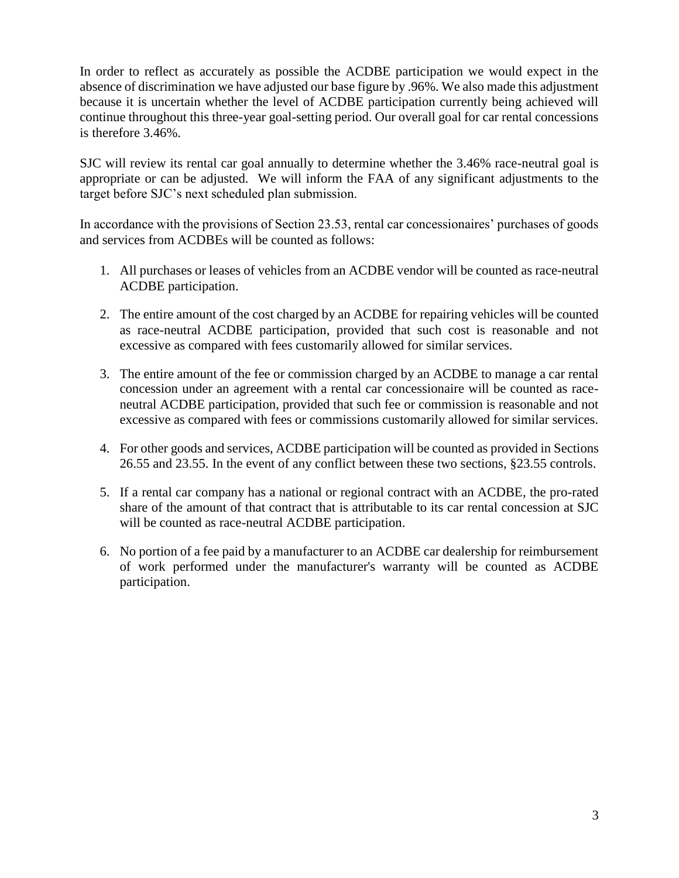In order to reflect as accurately as possible the ACDBE participation we would expect in the absence of discrimination we have adjusted our base figure by .96%. We also made this adjustment because it is uncertain whether the level of ACDBE participation currently being achieved will continue throughout this three-year goal-setting period. Our overall goal for car rental concessions is therefore 3.46%.

SJC will review its rental car goal annually to determine whether the 3.46% race-neutral goal is appropriate or can be adjusted. We will inform the FAA of any significant adjustments to the target before SJC's next scheduled plan submission.

In accordance with the provisions of Section 23.53, rental car concessionaires' purchases of goods and services from ACDBEs will be counted as follows:

1. All purchases or leases of vehicles from an ACDBE vendor will be counted as race-neutral ACDBE participation.

2. The entire amount of the cost charged by an ACDBE for repairing vehicles will be counted as race-neutral ACDBE participation, provided that such cost is reasonable and not excessive as compared with fees customarily allowed for similar services.

3. The entire amount of the fee or commission charged by an ACDBE to manage a car rental concession under an agreement with a rental car concessionaire will be counted as race-neutral ACDBE participation, provided that such fee or commission is reasonable and not excessive as compared with fees or commissions customarily allowed for similar services.

4. For other goods and services, ACDBE participation will be counted as provided in Sections 26.55 and 23.55. In the event of any conflict between these two sections, §23.55 controls.

5. If a rental car company has a national or regional contract with an ACDBE, the pro-rated share of the amount of that contract that is attributable to its car rental concession at SJC will be counted as race-neutral ACDBE participation.

6. No portion of a fee paid by a manufacturer to an ACDBE car dealership for reimbursement of work performed under the manufacturer's warranty will be counted as ACDBE participation.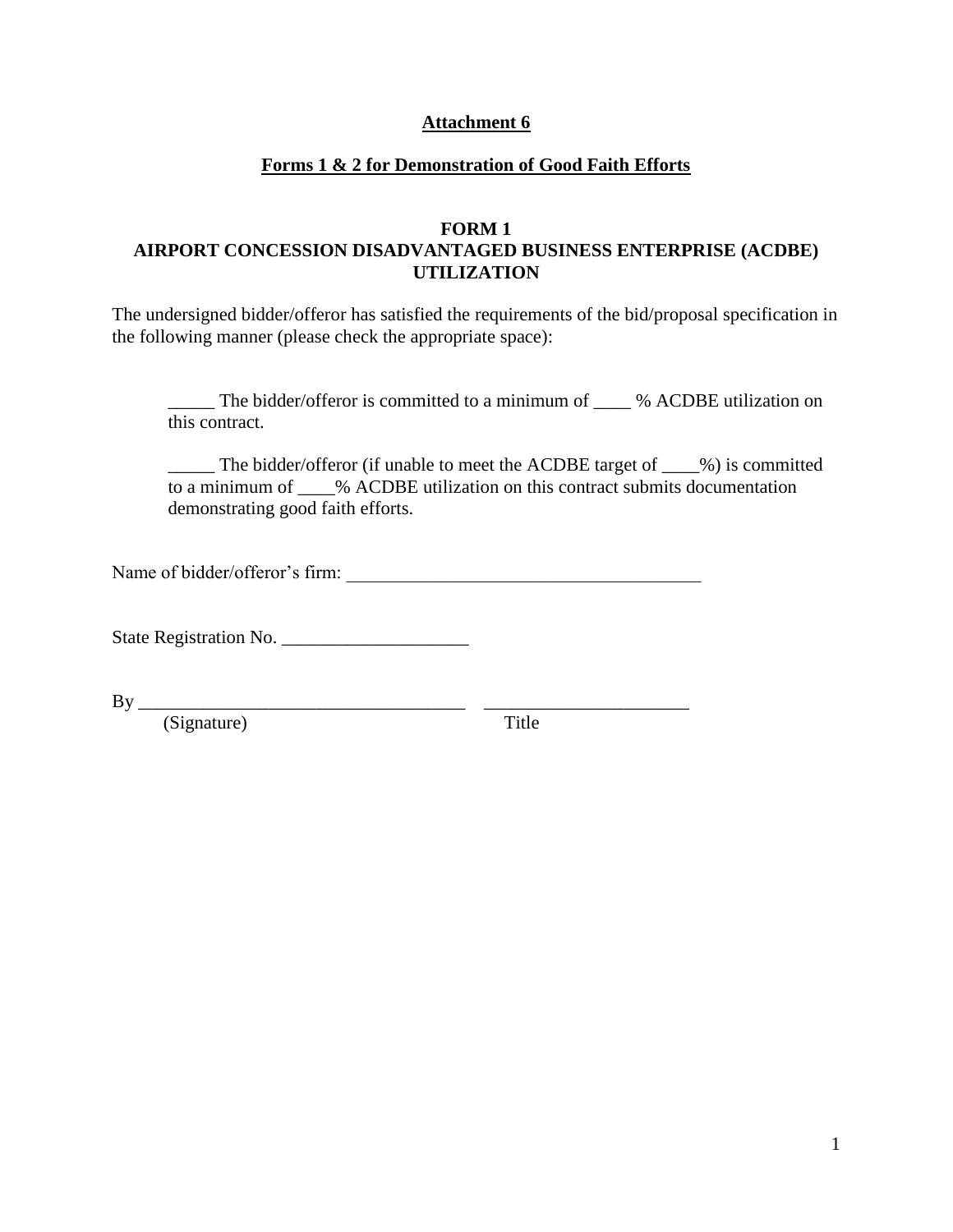**Attachment 6**

**Forms 1 & 2 for Demonstration of Good Faith Efforts**

**FORM 1**
**AIRPORT CONCESSION DISADVANTAGED BUSINESS ENTERPRISE (ACDBE) UTILIZATION**

The undersigned bidder/offeror has satisfied the requirements of the bid/proposal specification in the following manner (please check the appropriate space):

_____ The bidder/offeror is committed to a minimum of ____ % ACDBE utilization on this contract.

_____ The bidder/offeror (if unable to meet the ACDBE target of ____%) is committed to a minimum of ____% ACDBE utilization on this contract submits documentation demonstrating good faith efforts.

Name of bidder/offeror's firm: ______________________________________

State Registration No. ____________________

By ___________________________________ ______________________
(Signature) Title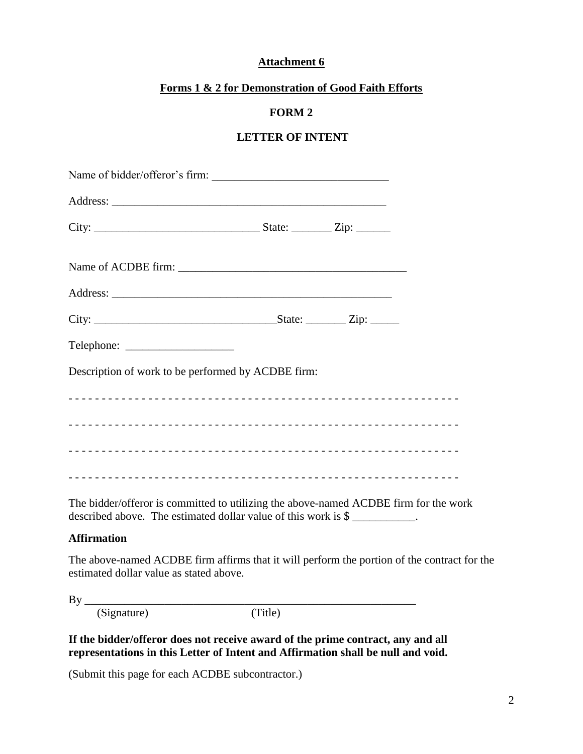**Attachment 6**

**Forms 1 & 2 for Demonstration of Good Faith Efforts**

**FORM 2**

**LETTER OF INTENT**

Name of bidder/offeror's firm: ______________________________

Address: _______________________________________________

City: ____________________________ State: _______ Zip: ______

Name of ACDBE firm: ________________________________________

Address: ________________________________________________

City: _______________________________State: _______ Zip: _____

Telephone: ___________________

Description of work to be performed by ACDBE firm:

- - - - - - - - - - - - - - - - - - - - - - - - - - - - - - - - - - - - - - - - - - - - - - - - - - - - - - - - - - - -

- - - - - - - - - - - - - - - - - - - - - - - - - - - - - - - - - - - - - - - - - - - - - - - - - - - - - - - - - - - -

- - - - - - - - - - - - - - - - - - - - - - - - - - - - - - - - - - - - - - - - - - - - - - - - - - - - - - - - - - - -

- - - - - - - - - - - - - - - - - - - - - - - - - - - - - - - - - - - - - - - - - - - - - - - - - - - - - - - - - - - -

The bidder/offeror is committed to utilizing the above-named ACDBE firm for the work described above. The estimated dollar value of this work is $ ___________.

**Affirmation**

The above-named ACDBE firm affirms that it will perform the portion of the contract for the estimated dollar value as stated above.

By ____________________________________________________________
(Signature) (Title)

**If the bidder/offeror does not receive award of the prime contract, any and all representations in this Letter of Intent and Affirmation shall be null and void.**

(Submit this page for each ACDBE subcontractor.)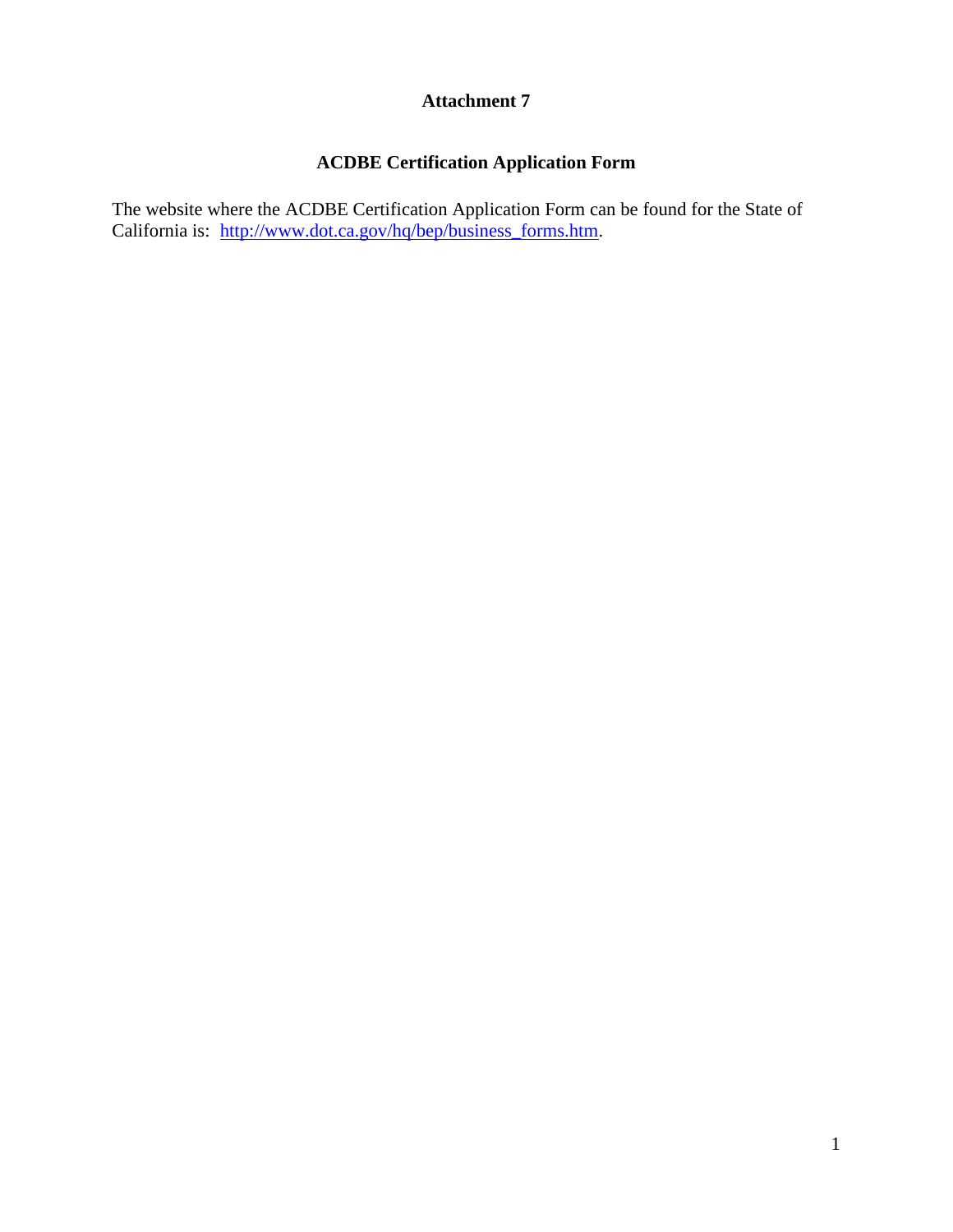# Attachment 7

## ACDBE Certification Application Form

The website where the ACDBE Certification Application Form can be found for the State of California is: http://www.dot.ca.gov/hq/bep/business_forms.htm.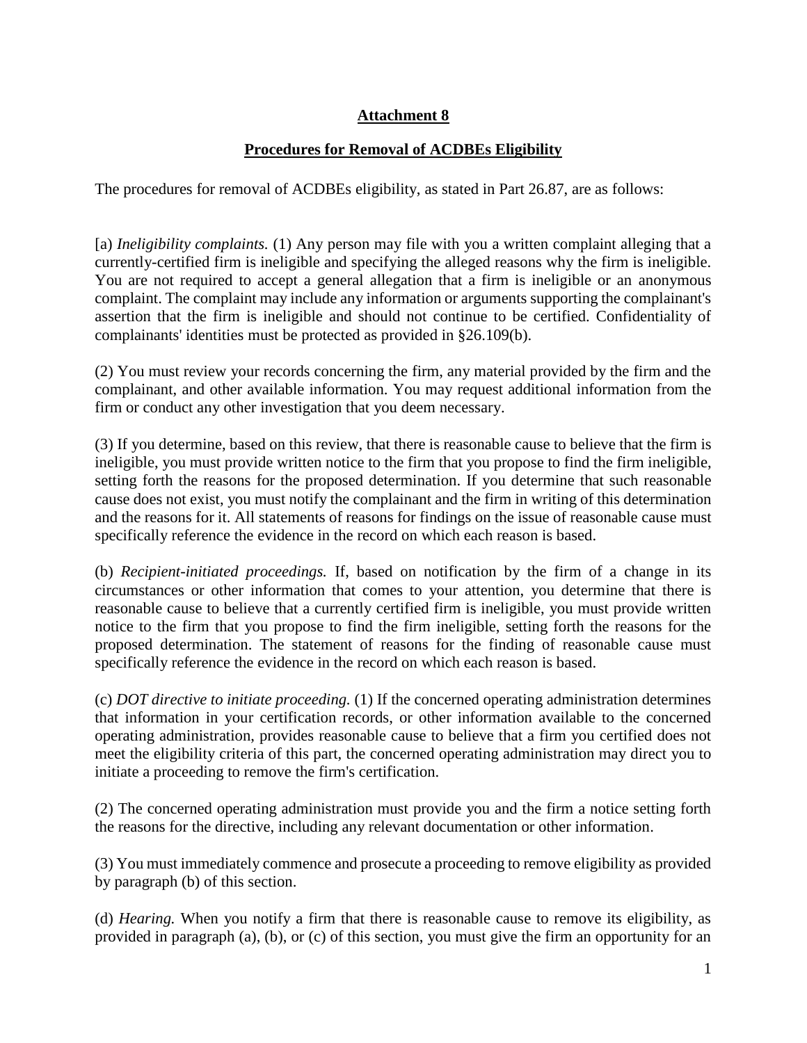## Attachment 8

## Procedures for Removal of ACDBEs Eligibility

The procedures for removal of ACDBEs eligibility, as stated in Part 26.87, are as follows:

[a] *Ineligibility complaints.* (1) Any person may file with you a written complaint alleging that a currently-certified firm is ineligible and specifying the alleged reasons why the firm is ineligible. You are not required to accept a general allegation that a firm is ineligible or an anonymous complaint. The complaint may include any information or arguments supporting the complainant's assertion that the firm is ineligible and should not continue to be certified. Confidentiality of complainants' identities must be protected as provided in §26.109(b).

(2) You must review your records concerning the firm, any material provided by the firm and the complainant, and other available information. You may request additional information from the firm or conduct any other investigation that you deem necessary.

(3) If you determine, based on this review, that there is reasonable cause to believe that the firm is ineligible, you must provide written notice to the firm that you propose to find the firm ineligible, setting forth the reasons for the proposed determination. If you determine that such reasonable cause does not exist, you must notify the complainant and the firm in writing of this determination and the reasons for it. All statements of reasons for findings on the issue of reasonable cause must specifically reference the evidence in the record on which each reason is based.

(b) *Recipient-initiated proceedings.* If, based on notification by the firm of a change in its circumstances or other information that comes to your attention, you determine that there is reasonable cause to believe that a currently certified firm is ineligible, you must provide written notice to the firm that you propose to find the firm ineligible, setting forth the reasons for the proposed determination. The statement of reasons for the finding of reasonable cause must specifically reference the evidence in the record on which each reason is based.

(c) *DOT directive to initiate proceeding.* (1) If the concerned operating administration determines that information in your certification records, or other information available to the concerned operating administration, provides reasonable cause to believe that a firm you certified does not meet the eligibility criteria of this part, the concerned operating administration may direct you to initiate a proceeding to remove the firm's certification.

(2) The concerned operating administration must provide you and the firm a notice setting forth the reasons for the directive, including any relevant documentation or other information.

(3) You must immediately commence and prosecute a proceeding to remove eligibility as provided by paragraph (b) of this section.

(d) *Hearing.* When you notify a firm that there is reasonable cause to remove its eligibility, as provided in paragraph (a), (b), or (c) of this section, you must give the firm an opportunity for an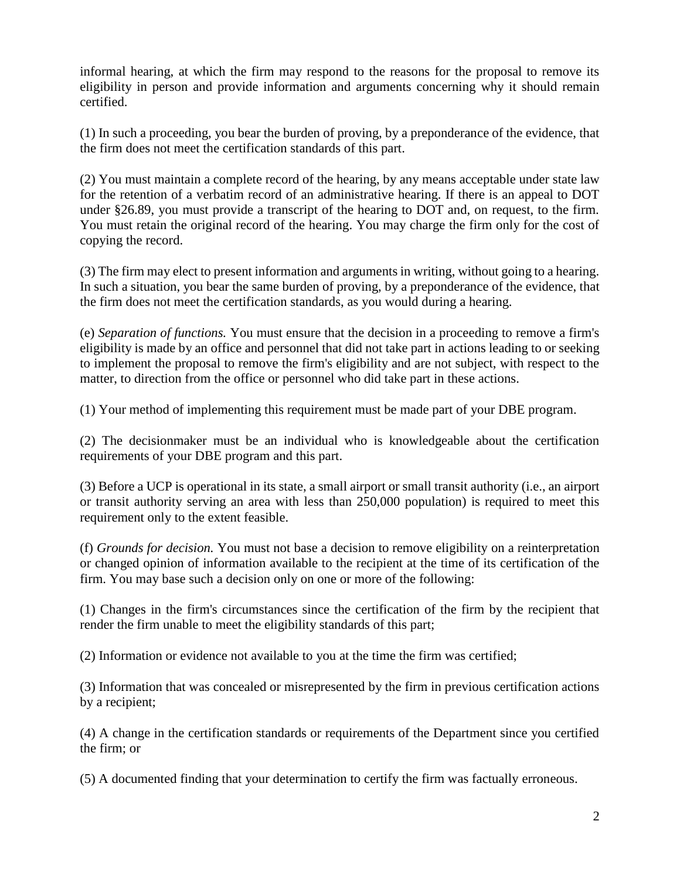informal hearing, at which the firm may respond to the reasons for the proposal to remove its eligibility in person and provide information and arguments concerning why it should remain certified.

(1) In such a proceeding, you bear the burden of proving, by a preponderance of the evidence, that the firm does not meet the certification standards of this part.

(2) You must maintain a complete record of the hearing, by any means acceptable under state law for the retention of a verbatim record of an administrative hearing. If there is an appeal to DOT under §26.89, you must provide a transcript of the hearing to DOT and, on request, to the firm. You must retain the original record of the hearing. You may charge the firm only for the cost of copying the record.

(3) The firm may elect to present information and arguments in writing, without going to a hearing. In such a situation, you bear the same burden of proving, by a preponderance of the evidence, that the firm does not meet the certification standards, as you would during a hearing.

(e) *Separation of functions.* You must ensure that the decision in a proceeding to remove a firm's eligibility is made by an office and personnel that did not take part in actions leading to or seeking to implement the proposal to remove the firm's eligibility and are not subject, with respect to the matter, to direction from the office or personnel who did take part in these actions.

(1) Your method of implementing this requirement must be made part of your DBE program.

(2) The decisionmaker must be an individual who is knowledgeable about the certification requirements of your DBE program and this part.

(3) Before a UCP is operational in its state, a small airport or small transit authority (i.e., an airport or transit authority serving an area with less than 250,000 population) is required to meet this requirement only to the extent feasible.

(f) *Grounds for decision.* You must not base a decision to remove eligibility on a reinterpretation or changed opinion of information available to the recipient at the time of its certification of the firm. You may base such a decision only on one or more of the following:

(1) Changes in the firm's circumstances since the certification of the firm by the recipient that render the firm unable to meet the eligibility standards of this part;

(2) Information or evidence not available to you at the time the firm was certified;

(3) Information that was concealed or misrepresented by the firm in previous certification actions by a recipient;

(4) A change in the certification standards or requirements of the Department since you certified the firm; or

(5) A documented finding that your determination to certify the firm was factually erroneous.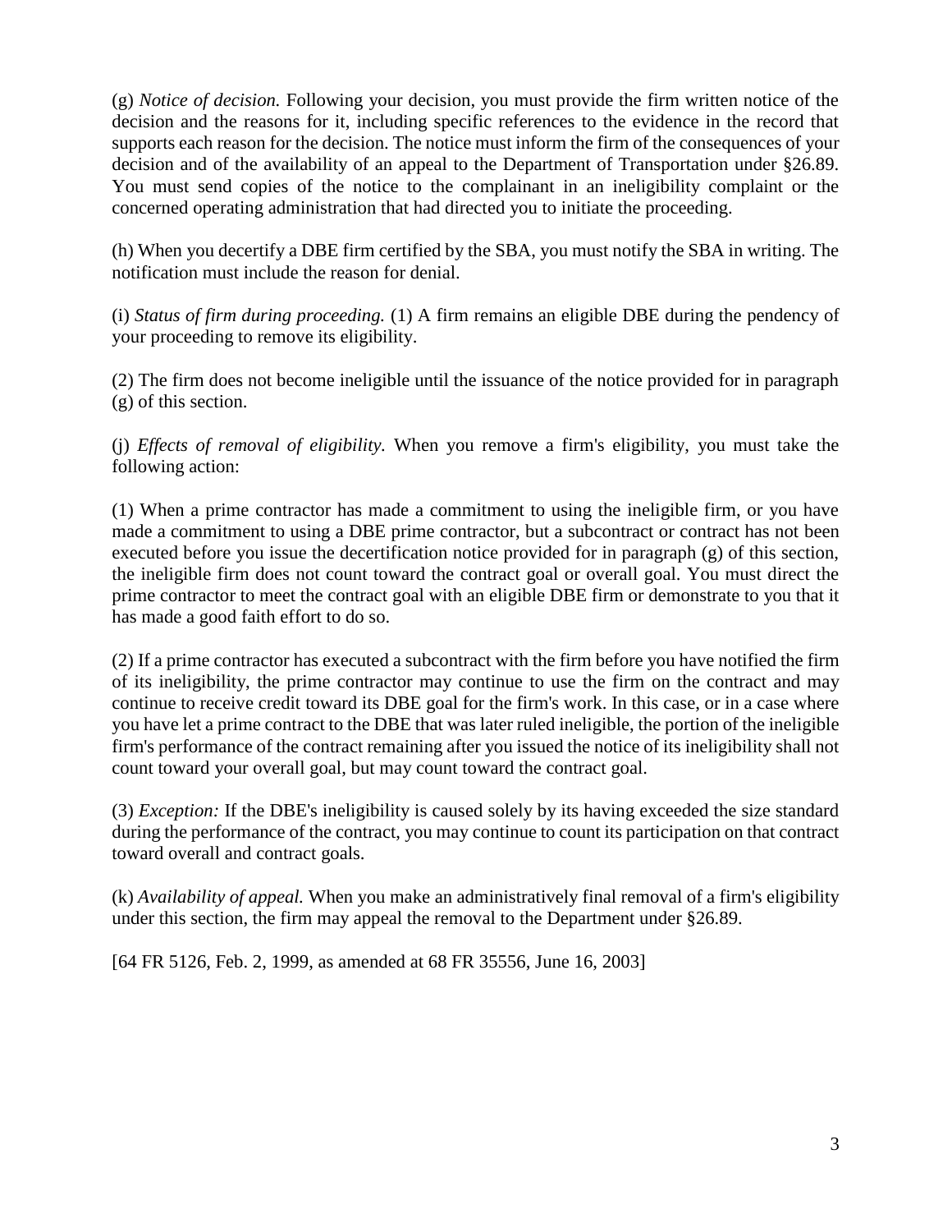(g) *Notice of decision.* Following your decision, you must provide the firm written notice of the decision and the reasons for it, including specific references to the evidence in the record that supports each reason for the decision. The notice must inform the firm of the consequences of your decision and of the availability of an appeal to the Department of Transportation under §26.89. You must send copies of the notice to the complainant in an ineligibility complaint or the concerned operating administration that had directed you to initiate the proceeding.

(h) When you decertify a DBE firm certified by the SBA, you must notify the SBA in writing. The notification must include the reason for denial.

(i) *Status of firm during proceeding.* (1) A firm remains an eligible DBE during the pendency of your proceeding to remove its eligibility.

(2) The firm does not become ineligible until the issuance of the notice provided for in paragraph (g) of this section.

(j) *Effects of removal of eligibility.* When you remove a firm's eligibility, you must take the following action:

(1) When a prime contractor has made a commitment to using the ineligible firm, or you have made a commitment to using a DBE prime contractor, but a subcontract or contract has not been executed before you issue the decertification notice provided for in paragraph (g) of this section, the ineligible firm does not count toward the contract goal or overall goal. You must direct the prime contractor to meet the contract goal with an eligible DBE firm or demonstrate to you that it has made a good faith effort to do so.

(2) If a prime contractor has executed a subcontract with the firm before you have notified the firm of its ineligibility, the prime contractor may continue to use the firm on the contract and may continue to receive credit toward its DBE goal for the firm's work. In this case, or in a case where you have let a prime contract to the DBE that was later ruled ineligible, the portion of the ineligible firm's performance of the contract remaining after you issued the notice of its ineligibility shall not count toward your overall goal, but may count toward the contract goal.

(3) *Exception:* If the DBE's ineligibility is caused solely by its having exceeded the size standard during the performance of the contract, you may continue to count its participation on that contract toward overall and contract goals.

(k) *Availability of appeal.* When you make an administratively final removal of a firm's eligibility under this section, the firm may appeal the removal to the Department under §26.89.

[64 FR 5126, Feb. 2, 1999, as amended at 68 FR 35556, June 16, 2003]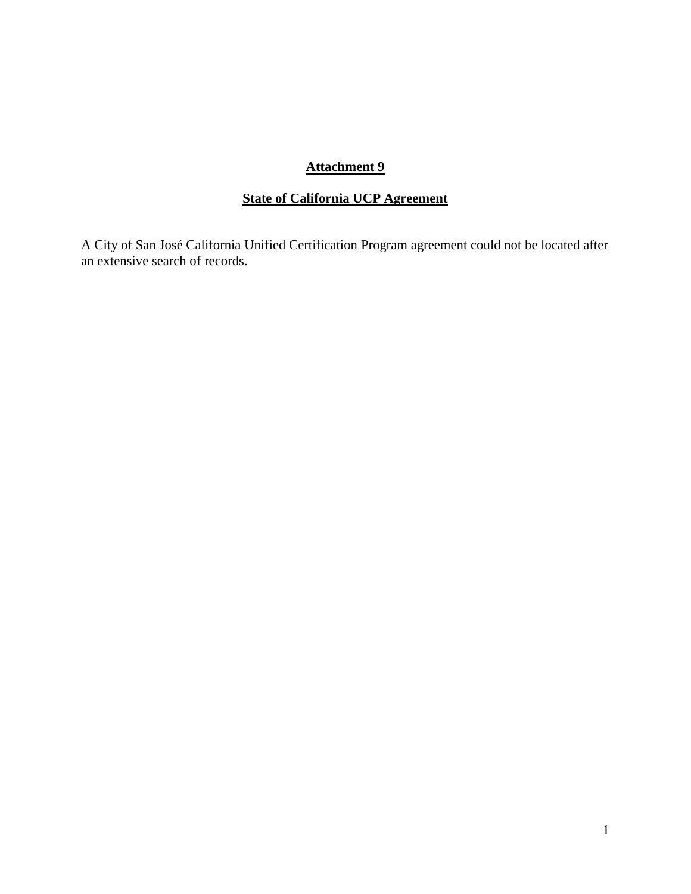**Attachment 9**

**State of California UCP Agreement**

A City of San José California Unified Certification Program agreement could not be located after an extensive search of records.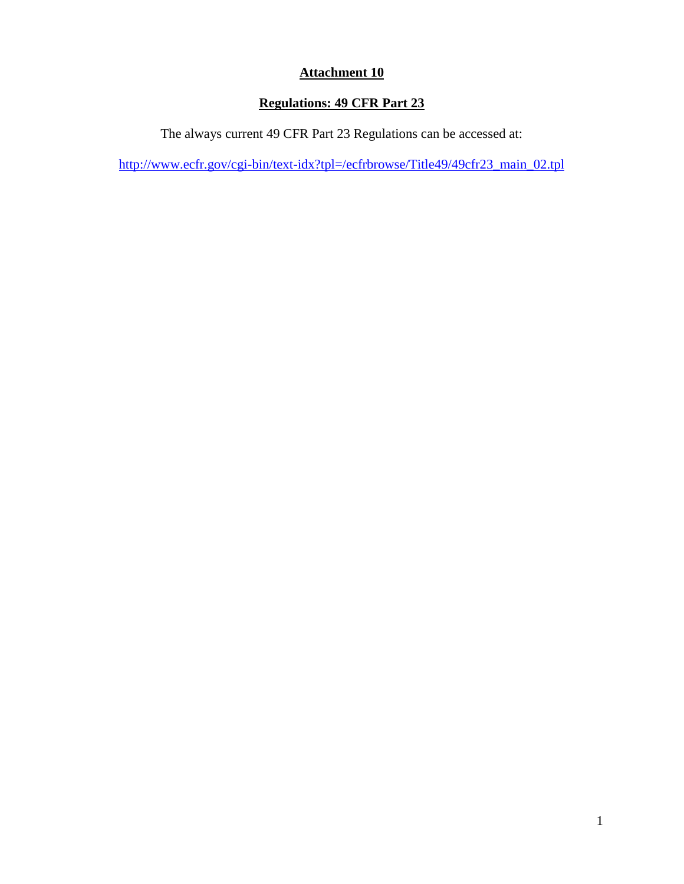# Attachment 10

## Regulations: 49 CFR Part 23

The always current 49 CFR Part 23 Regulations can be accessed at:

http://www.ecfr.gov/cgi-bin/text-idx?tpl=/ecfrbrowse/Title49/49cfr23_main_02.tpl